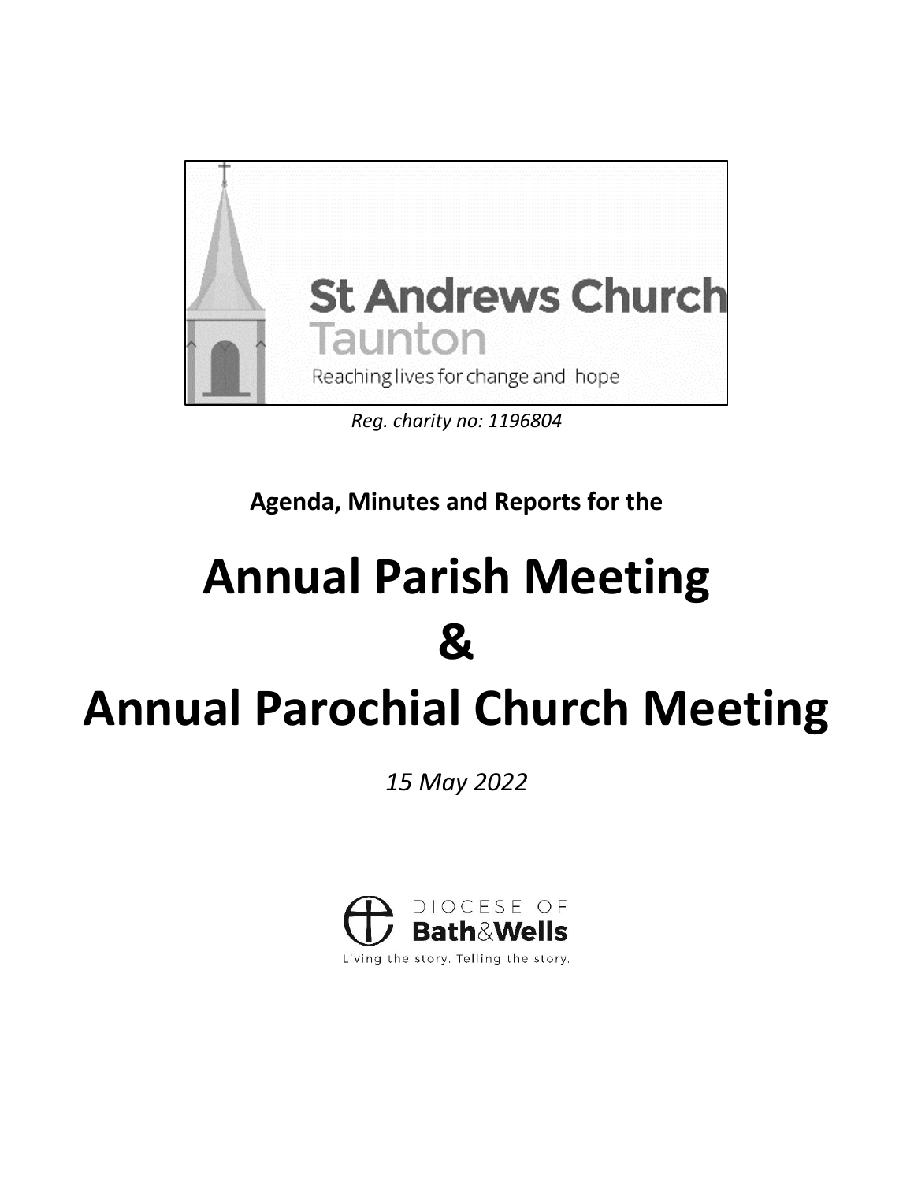St Andrews Church
Taunton
Reaching lives for change and hope

*Reg. charity no: 1196804*

**Agenda, Minutes and Reports for the**

# Annual Parish Meeting
# &
# Annual Parochial Church Meeting

*15 May 2022*

DIOCESE OF
Bath&Wells
Living the story. Telling the story.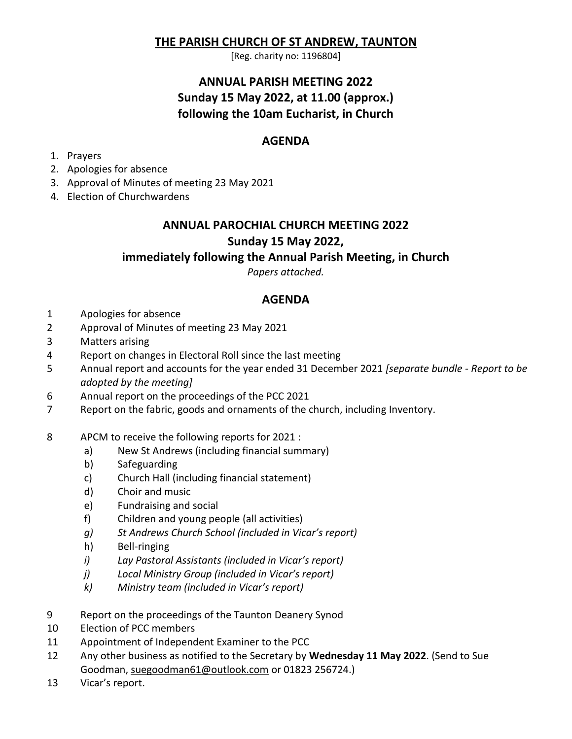# THE PARISH CHURCH OF ST ANDREW, TAUNTON

[Reg. charity no: 1196804]

## ANNUAL PARISH MEETING 2022
## Sunday 15 May 2022, at 11.00 (approx.)
## following the 10am Eucharist, in Church

### AGENDA

1. Prayers
2. Apologies for absence
3. Approval of Minutes of meeting 23 May 2021
4. Election of Churchwardens

## ANNUAL PAROCHIAL CHURCH MEETING 2022
## Sunday 15 May 2022,
## immediately following the Annual Parish Meeting, in Church

*Papers attached.*

### AGENDA

1. Apologies for absence
2. Approval of Minutes of meeting 23 May 2021
3. Matters arising
4. Report on changes in Electoral Roll since the last meeting
5. Annual report and accounts for the year ended 31 December 2021 *[separate bundle - Report to be adopted by the meeting]*
6. Annual report on the proceedings of the PCC 2021
7. Report on the fabric, goods and ornaments of the church, including Inventory.
8. APCM to receive the following reports for 2021 :
   a) New St Andrews (including financial summary)
   b) Safeguarding
   c) Church Hall (including financial statement)
   d) Choir and music
   e) Fundraising and social
   f) Children and young people (all activities)
   *g) St Andrews Church School (included in Vicar's report)*
   h) Bell-ringing
   *i) Lay Pastoral Assistants (included in Vicar's report)*
   *j) Local Ministry Group (included in Vicar's report)*
   *k) Ministry team (included in Vicar's report)*
9. Report on the proceedings of the Taunton Deanery Synod
10. Election of PCC members
11. Appointment of Independent Examiner to the PCC
12. Any other business as notified to the Secretary by **Wednesday 11 May 2022**. (Send to Sue Goodman, suegoodman61@outlook.com or 01823 256724.)
13. Vicar's report.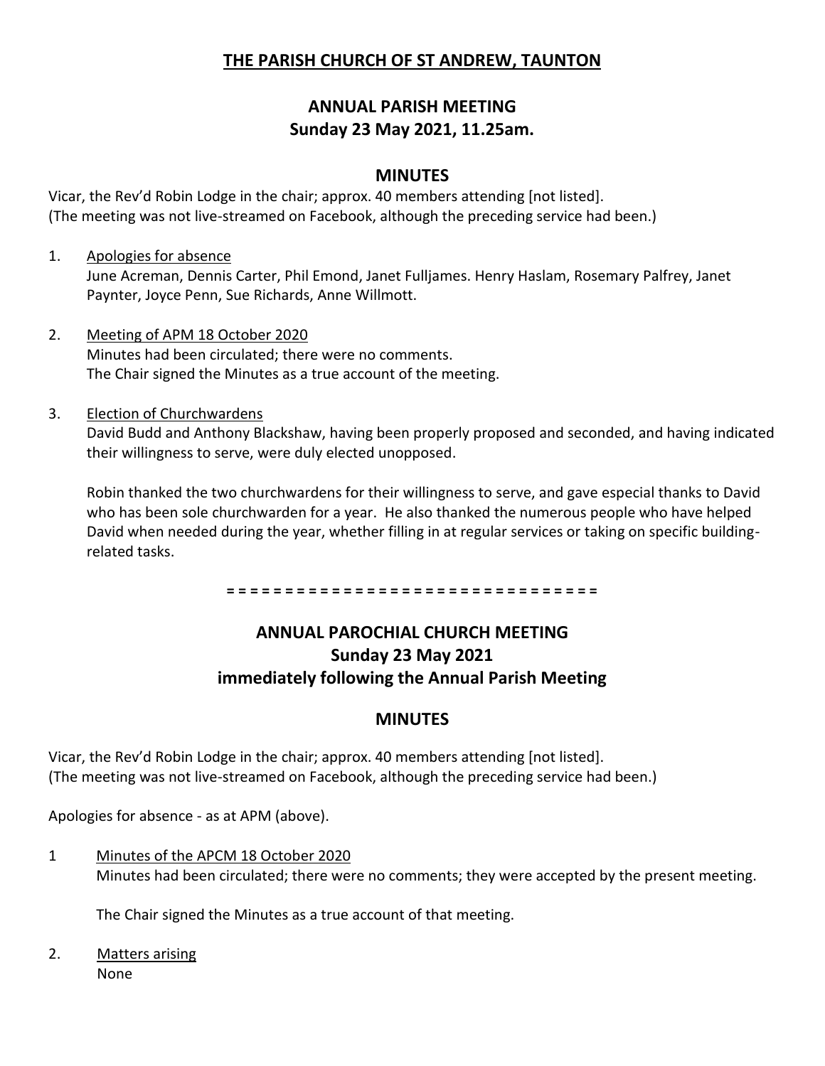# THE PARISH CHURCH OF ST ANDREW, TAUNTON

## ANNUAL PARISH MEETING
## Sunday 23 May 2021, 11.25am.

### MINUTES

Vicar, the Rev'd Robin Lodge in the chair; approx. 40 members attending [not listed].
(The meeting was not live-streamed on Facebook, although the preceding service had been.)

1. Apologies for absence
   June Acreman, Dennis Carter, Phil Emond, Janet Fulljames. Henry Haslam, Rosemary Palfrey, Janet Paynter, Joyce Penn, Sue Richards, Anne Willmott.

2. Meeting of APM 18 October 2020
   Minutes had been circulated; there were no comments.
   The Chair signed the Minutes as a true account of the meeting.

3. Election of Churchwardens
   David Budd and Anthony Blackshaw, having been properly proposed and seconded, and having indicated their willingness to serve, were duly elected unopposed.

   Robin thanked the two churchwardens for their willingness to serve, and gave especial thanks to David who has been sole churchwarden for a year. He also thanked the numerous people who have helped David when needed during the year, whether filling in at regular services or taking on specific building-related tasks.

= = = = = = = = = = = = = = = = = = = = = = = = = = = = = = = =

## ANNUAL PAROCHIAL CHURCH MEETING
## Sunday 23 May 2021
## immediately following the Annual Parish Meeting

### MINUTES

Vicar, the Rev'd Robin Lodge in the chair; approx. 40 members attending [not listed].
(The meeting was not live-streamed on Facebook, although the preceding service had been.)

Apologies for absence - as at APM (above).

1. Minutes of the APCM 18 October 2020
   Minutes had been circulated; there were no comments; they were accepted by the present meeting.

   The Chair signed the Minutes as a true account of that meeting.

2. Matters arising
   None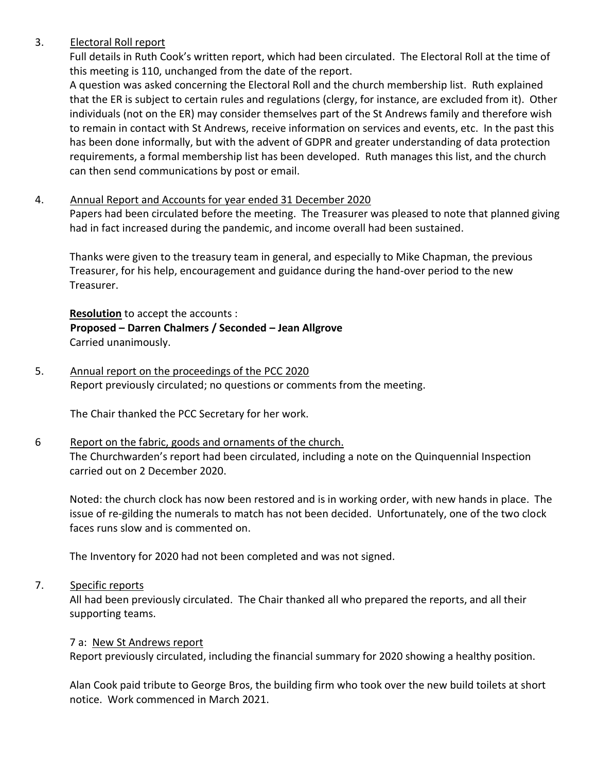3. <u>Electoral Roll report</u>

Full details in Ruth Cook's written report, which had been circulated. The Electoral Roll at the time of this meeting is 110, unchanged from the date of the report.

A question was asked concerning the Electoral Roll and the church membership list. Ruth explained that the ER is subject to certain rules and regulations (clergy, for instance, are excluded from it). Other individuals (not on the ER) may consider themselves part of the St Andrews family and therefore wish to remain in contact with St Andrews, receive information on services and events, etc. In the past this has been done informally, but with the advent of GDPR and greater understanding of data protection requirements, a formal membership list has been developed. Ruth manages this list, and the church can then send communications by post or email.

4. <u>Annual Report and Accounts for year ended 31 December 2020</u>

Papers had been circulated before the meeting. The Treasurer was pleased to note that planned giving had in fact increased during the pandemic, and income overall had been sustained.

Thanks were given to the treasury team in general, and especially to Mike Chapman, the previous Treasurer, for his help, encouragement and guidance during the hand-over period to the new Treasurer.

**<u>Resolution</u>** to accept the accounts :
**Proposed – Darren Chalmers / Seconded – Jean Allgrove**
Carried unanimously.

5. <u>Annual report on the proceedings of the PCC 2020</u>

Report previously circulated; no questions or comments from the meeting.

The Chair thanked the PCC Secretary for her work.

6 <u>Report on the fabric, goods and ornaments of the church.</u>

The Churchwarden's report had been circulated, including a note on the Quinquennial Inspection carried out on 2 December 2020.

Noted: the church clock has now been restored and is in working order, with new hands in place. The issue of re-gilding the numerals to match has not been decided. Unfortunately, one of the two clock faces runs slow and is commented on.

The Inventory for 2020 had not been completed and was not signed.

7. <u>Specific reports</u>

All had been previously circulated. The Chair thanked all who prepared the reports, and all their supporting teams.

7 a: <u>New St Andrews report</u>

Report previously circulated, including the financial summary for 2020 showing a healthy position.

Alan Cook paid tribute to George Bros, the building firm who took over the new build toilets at short notice. Work commenced in March 2021.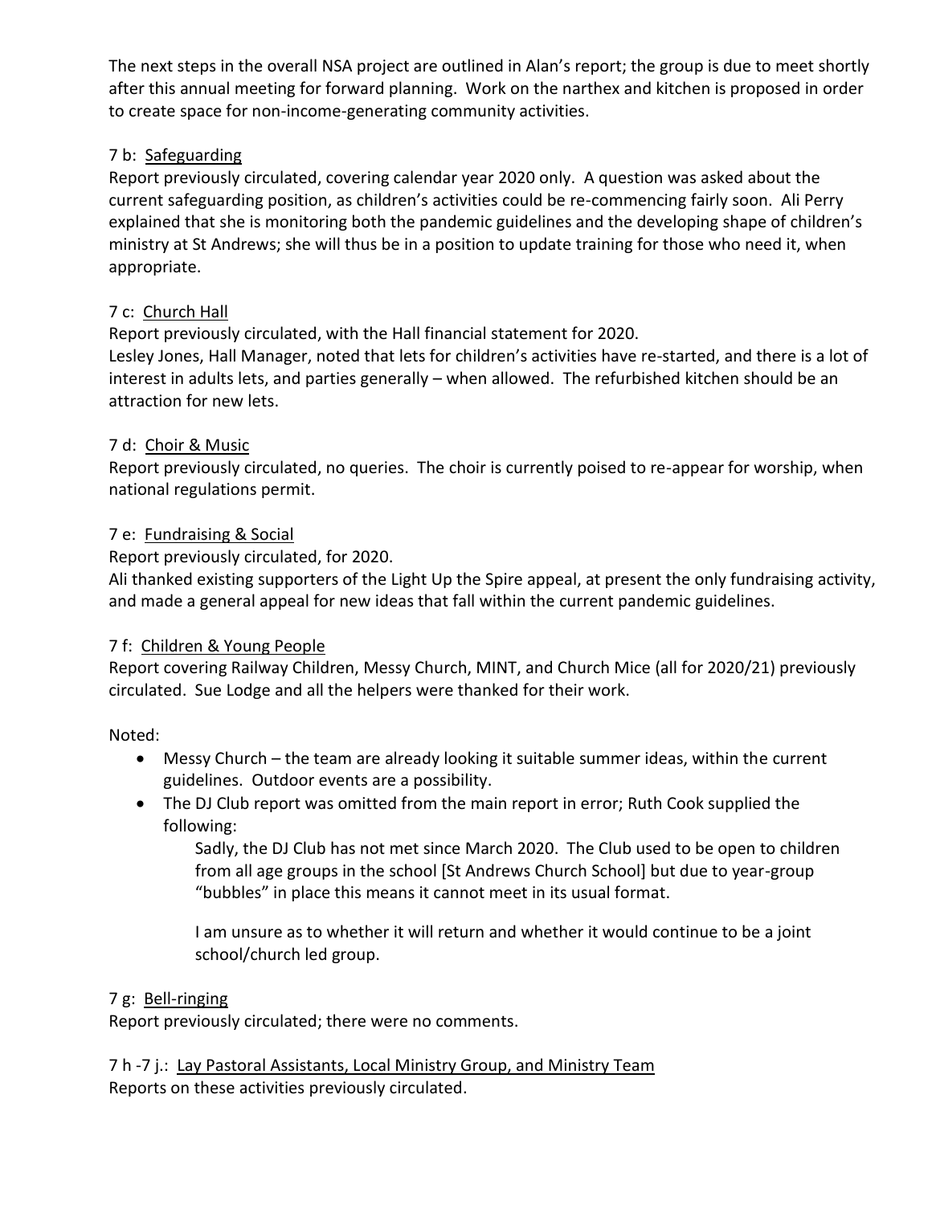The next steps in the overall NSA project are outlined in Alan's report; the group is due to meet shortly after this annual meeting for forward planning. Work on the narthex and kitchen is proposed in order to create space for non-income-generating community activities.

7 b: <u>Safeguarding</u>

Report previously circulated, covering calendar year 2020 only. A question was asked about the current safeguarding position, as children's activities could be re-commencing fairly soon. Ali Perry explained that she is monitoring both the pandemic guidelines and the developing shape of children's ministry at St Andrews; she will thus be in a position to update training for those who need it, when appropriate.

7 c: <u>Church Hall</u>

Report previously circulated, with the Hall financial statement for 2020.

Lesley Jones, Hall Manager, noted that lets for children's activities have re-started, and there is a lot of interest in adults lets, and parties generally – when allowed. The refurbished kitchen should be an attraction for new lets.

7 d: <u>Choir & Music</u>

Report previously circulated, no queries. The choir is currently poised to re-appear for worship, when national regulations permit.

7 e: <u>Fundraising & Social</u>

Report previously circulated, for 2020.

Ali thanked existing supporters of the Light Up the Spire appeal, at present the only fundraising activity, and made a general appeal for new ideas that fall within the current pandemic guidelines.

7 f: <u>Children & Young People</u>

Report covering Railway Children, Messy Church, MINT, and Church Mice (all for 2020/21) previously circulated. Sue Lodge and all the helpers were thanked for their work.

Noted:

- Messy Church – the team are already looking it suitable summer ideas, within the current guidelines. Outdoor events are a possibility.
- The DJ Club report was omitted from the main report in error; Ruth Cook supplied the following:

  > Sadly, the DJ Club has not met since March 2020. The Club used to be open to children from all age groups in the school [St Andrews Church School] but due to year-group "bubbles" in place this means it cannot meet in its usual format.
  >
  > I am unsure as to whether it will return and whether it would continue to be a joint school/church led group.

7 g: <u>Bell-ringing</u>

Report previously circulated; there were no comments.

7 h -7 j.: <u>Lay Pastoral Assistants, Local Ministry Group, and Ministry Team</u>

Reports on these activities previously circulated.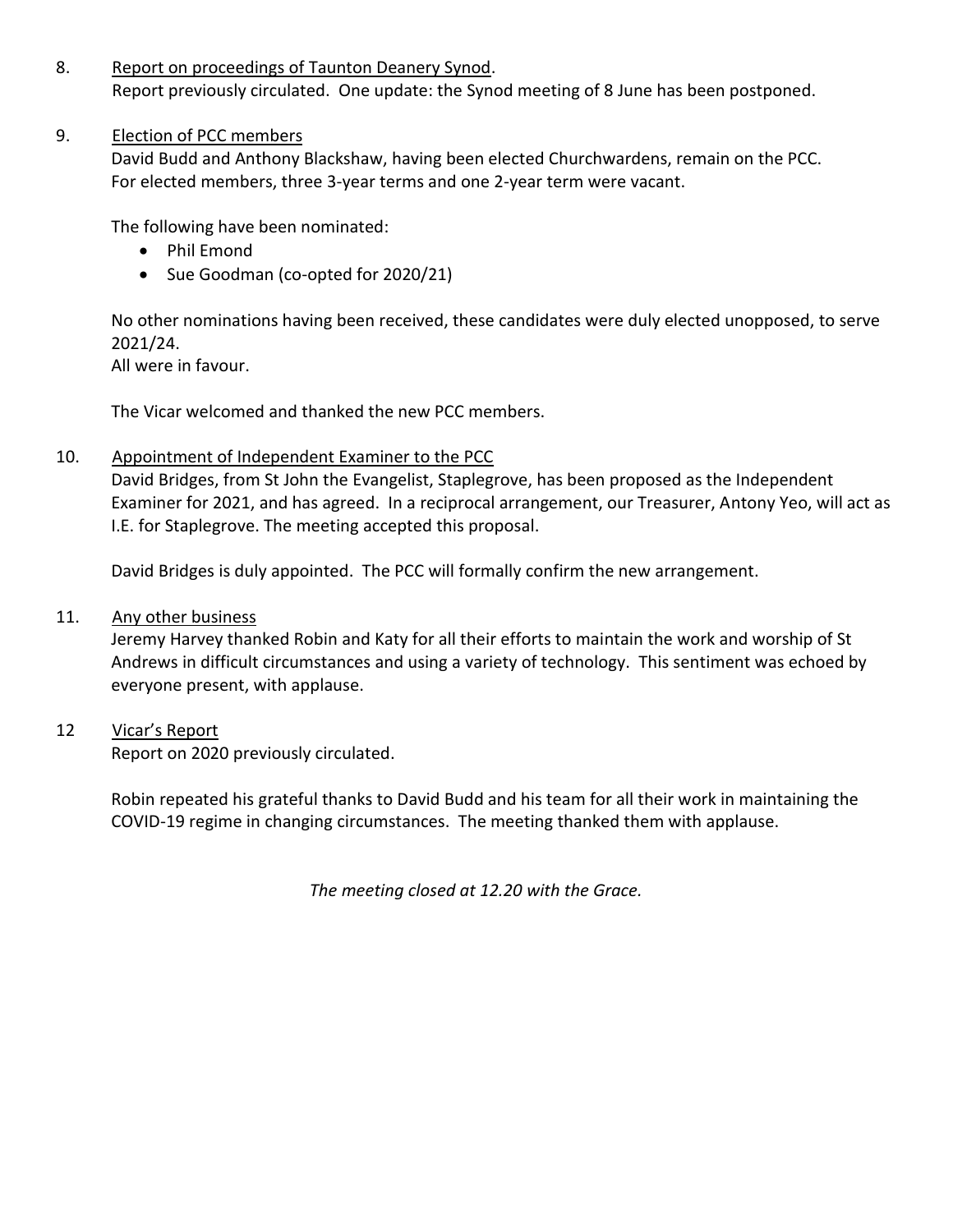8. Report on proceedings of Taunton Deanery Synod.
   Report previously circulated. One update: the Synod meeting of 8 June has been postponed.

9. Election of PCC members
   David Budd and Anthony Blackshaw, having been elected Churchwardens, remain on the PCC.
   For elected members, three 3-year terms and one 2-year term were vacant.

   The following have been nominated:

   - Phil Emond
   - Sue Goodman (co-opted for 2020/21)

   No other nominations having been received, these candidates were duly elected unopposed, to serve 2021/24.
   All were in favour.

   The Vicar welcomed and thanked the new PCC members.

10. Appointment of Independent Examiner to the PCC
    David Bridges, from St John the Evangelist, Staplegrove, has been proposed as the Independent Examiner for 2021, and has agreed. In a reciprocal arrangement, our Treasurer, Antony Yeo, will act as I.E. for Staplegrove. The meeting accepted this proposal.

    David Bridges is duly appointed. The PCC will formally confirm the new arrangement.

11. Any other business
    Jeremy Harvey thanked Robin and Katy for all their efforts to maintain the work and worship of St Andrews in difficult circumstances and using a variety of technology. This sentiment was echoed by everyone present, with applause.

12 Vicar's Report
   Report on 2020 previously circulated.

   Robin repeated his grateful thanks to David Budd and his team for all their work in maintaining the COVID-19 regime in changing circumstances. The meeting thanked them with applause.

*The meeting closed at 12.20 with the Grace.*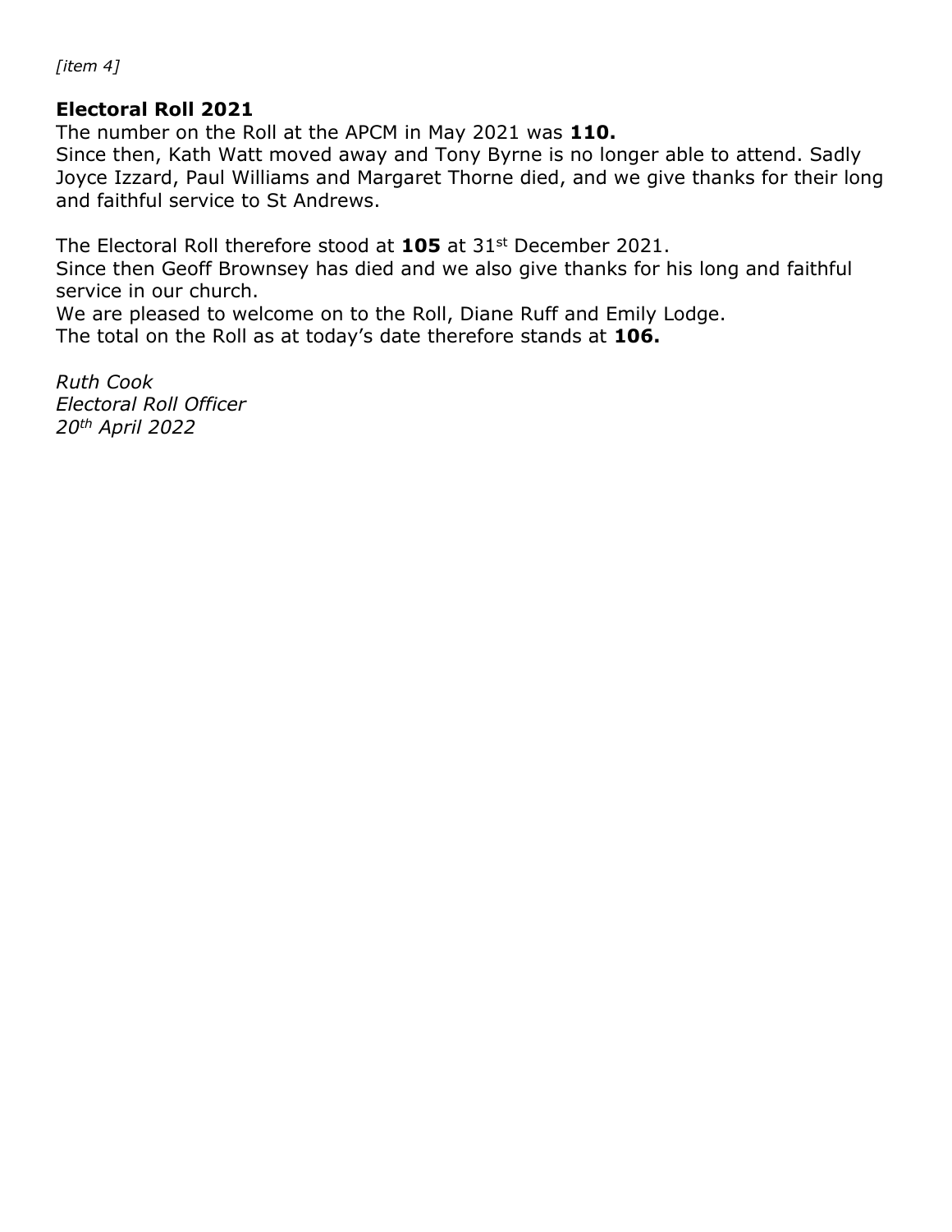*[item 4]*

**Electoral Roll 2021**

The number on the Roll at the APCM in May 2021 was **110.**
Since then, Kath Watt moved away and Tony Byrne is no longer able to attend. Sadly Joyce Izzard, Paul Williams and Margaret Thorne died, and we give thanks for their long and faithful service to St Andrews.

The Electoral Roll therefore stood at **105** at 31st December 2021.
Since then Geoff Brownsey has died and we also give thanks for his long and faithful service in our church.
We are pleased to welcome on to the Roll, Diane Ruff and Emily Lodge.
The total on the Roll as at today's date therefore stands at **106.**

*Ruth Cook*
*Electoral Roll Officer*
*20th April 2022*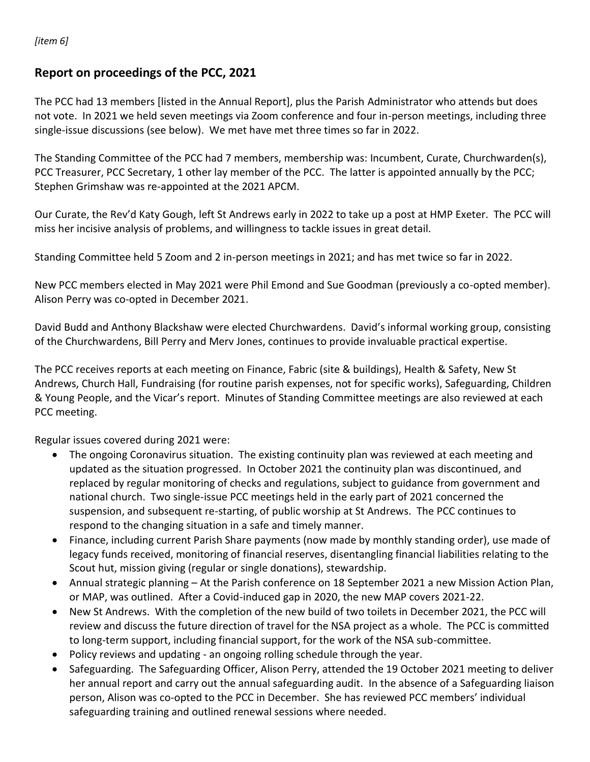*[item 6]*

## Report on proceedings of the PCC, 2021

The PCC had 13 members [listed in the Annual Report], plus the Parish Administrator who attends but does not vote. In 2021 we held seven meetings via Zoom conference and four in-person meetings, including three single-issue discussions (see below). We met have met three times so far in 2022.

The Standing Committee of the PCC had 7 members, membership was: Incumbent, Curate, Churchwarden(s), PCC Treasurer, PCC Secretary, 1 other lay member of the PCC. The latter is appointed annually by the PCC; Stephen Grimshaw was re-appointed at the 2021 APCM.

Our Curate, the Rev'd Katy Gough, left St Andrews early in 2022 to take up a post at HMP Exeter. The PCC will miss her incisive analysis of problems, and willingness to tackle issues in great detail.

Standing Committee held 5 Zoom and 2 in-person meetings in 2021; and has met twice so far in 2022.

New PCC members elected in May 2021 were Phil Emond and Sue Goodman (previously a co-opted member). Alison Perry was co-opted in December 2021.

David Budd and Anthony Blackshaw were elected Churchwardens. David's informal working group, consisting of the Churchwardens, Bill Perry and Merv Jones, continues to provide invaluable practical expertise.

The PCC receives reports at each meeting on Finance, Fabric (site & buildings), Health & Safety, New St Andrews, Church Hall, Fundraising (for routine parish expenses, not for specific works), Safeguarding, Children & Young People, and the Vicar's report. Minutes of Standing Committee meetings are also reviewed at each PCC meeting.

Regular issues covered during 2021 were:

- The ongoing Coronavirus situation. The existing continuity plan was reviewed at each meeting and updated as the situation progressed. In October 2021 the continuity plan was discontinued, and replaced by regular monitoring of checks and regulations, subject to guidance from government and national church. Two single-issue PCC meetings held in the early part of 2021 concerned the suspension, and subsequent re-starting, of public worship at St Andrews. The PCC continues to respond to the changing situation in a safe and timely manner.
- Finance, including current Parish Share payments (now made by monthly standing order), use made of legacy funds received, monitoring of financial reserves, disentangling financial liabilities relating to the Scout hut, mission giving (regular or single donations), stewardship.
- Annual strategic planning – At the Parish conference on 18 September 2021 a new Mission Action Plan, or MAP, was outlined. After a Covid-induced gap in 2020, the new MAP covers 2021-22.
- New St Andrews. With the completion of the new build of two toilets in December 2021, the PCC will review and discuss the future direction of travel for the NSA project as a whole. The PCC is committed to long-term support, including financial support, for the work of the NSA sub-committee.
- Policy reviews and updating - an ongoing rolling schedule through the year.
- Safeguarding. The Safeguarding Officer, Alison Perry, attended the 19 October 2021 meeting to deliver her annual report and carry out the annual safeguarding audit. In the absence of a Safeguarding liaison person, Alison was co-opted to the PCC in December. She has reviewed PCC members' individual safeguarding training and outlined renewal sessions where needed.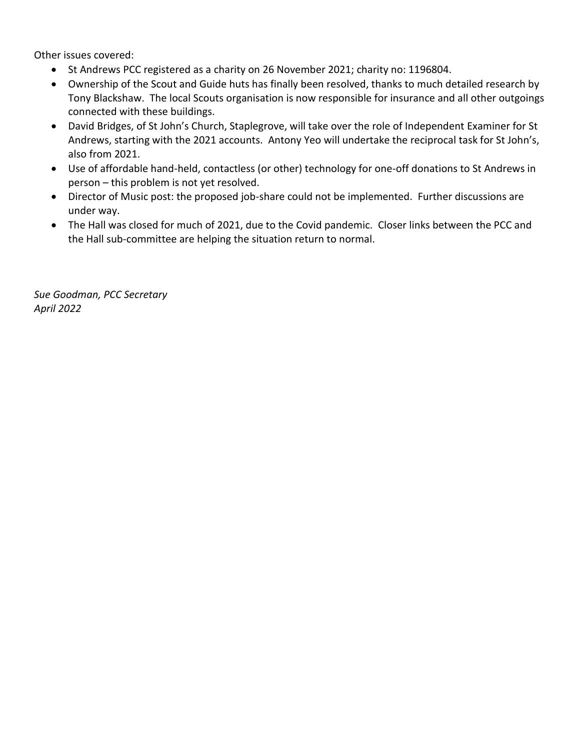Other issues covered:

- St Andrews PCC registered as a charity on 26 November 2021; charity no: 1196804.
- Ownership of the Scout and Guide huts has finally been resolved, thanks to much detailed research by Tony Blackshaw. The local Scouts organisation is now responsible for insurance and all other outgoings connected with these buildings.
- David Bridges, of St John's Church, Staplegrove, will take over the role of Independent Examiner for St Andrews, starting with the 2021 accounts. Antony Yeo will undertake the reciprocal task for St John's, also from 2021.
- Use of affordable hand-held, contactless (or other) technology for one-off donations to St Andrews in person – this problem is not yet resolved.
- Director of Music post: the proposed job-share could not be implemented. Further discussions are under way.
- The Hall was closed for much of 2021, due to the Covid pandemic. Closer links between the PCC and the Hall sub-committee are helping the situation return to normal.

*Sue Goodman, PCC Secretary*
*April 2022*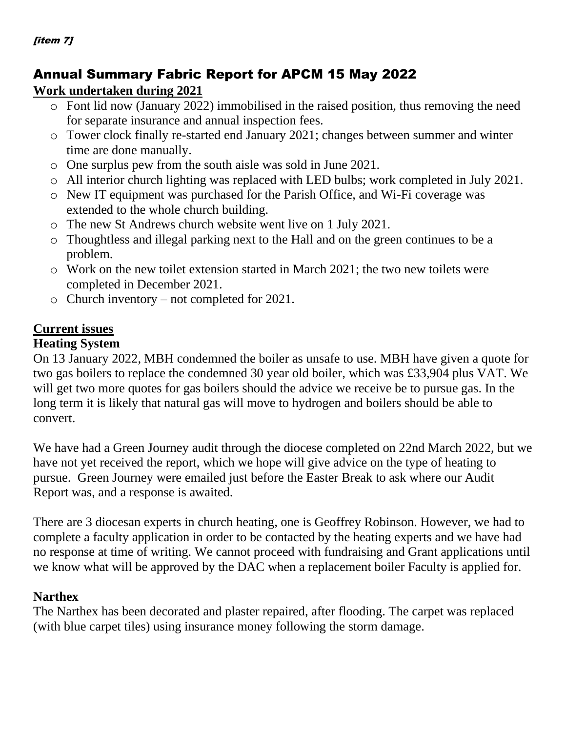*[item 7]*

# Annual Summary Fabric Report for APCM 15 May 2022

## Work undertaken during 2021

- Font lid now (January 2022) immobilised in the raised position, thus removing the need for separate insurance and annual inspection fees.
- Tower clock finally re-started end January 2021; changes between summer and winter time are done manually.
- One surplus pew from the south aisle was sold in June 2021.
- All interior church lighting was replaced with LED bulbs; work completed in July 2021.
- New IT equipment was purchased for the Parish Office, and Wi-Fi coverage was extended to the whole church building.
- The new St Andrews church website went live on 1 July 2021.
- Thoughtless and illegal parking next to the Hall and on the green continues to be a problem.
- Work on the new toilet extension started in March 2021; the two new toilets were completed in December 2021.
- Church inventory – not completed for 2021.

## Current issues

### Heating System

On 13 January 2022, MBH condemned the boiler as unsafe to use. MBH have given a quote for two gas boilers to replace the condemned 30 year old boiler, which was £33,904 plus VAT. We will get two more quotes for gas boilers should the advice we receive be to pursue gas. In the long term it is likely that natural gas will move to hydrogen and boilers should be able to convert.

We have had a Green Journey audit through the diocese completed on 22nd March 2022, but we have not yet received the report, which we hope will give advice on the type of heating to pursue. Green Journey were emailed just before the Easter Break to ask where our Audit Report was, and a response is awaited.

There are 3 diocesan experts in church heating, one is Geoffrey Robinson. However, we had to complete a faculty application in order to be contacted by the heating experts and we have had no response at time of writing. We cannot proceed with fundraising and Grant applications until we know what will be approved by the DAC when a replacement boiler Faculty is applied for.

### Narthex

The Narthex has been decorated and plaster repaired, after flooding. The carpet was replaced (with blue carpet tiles) using insurance money following the storm damage.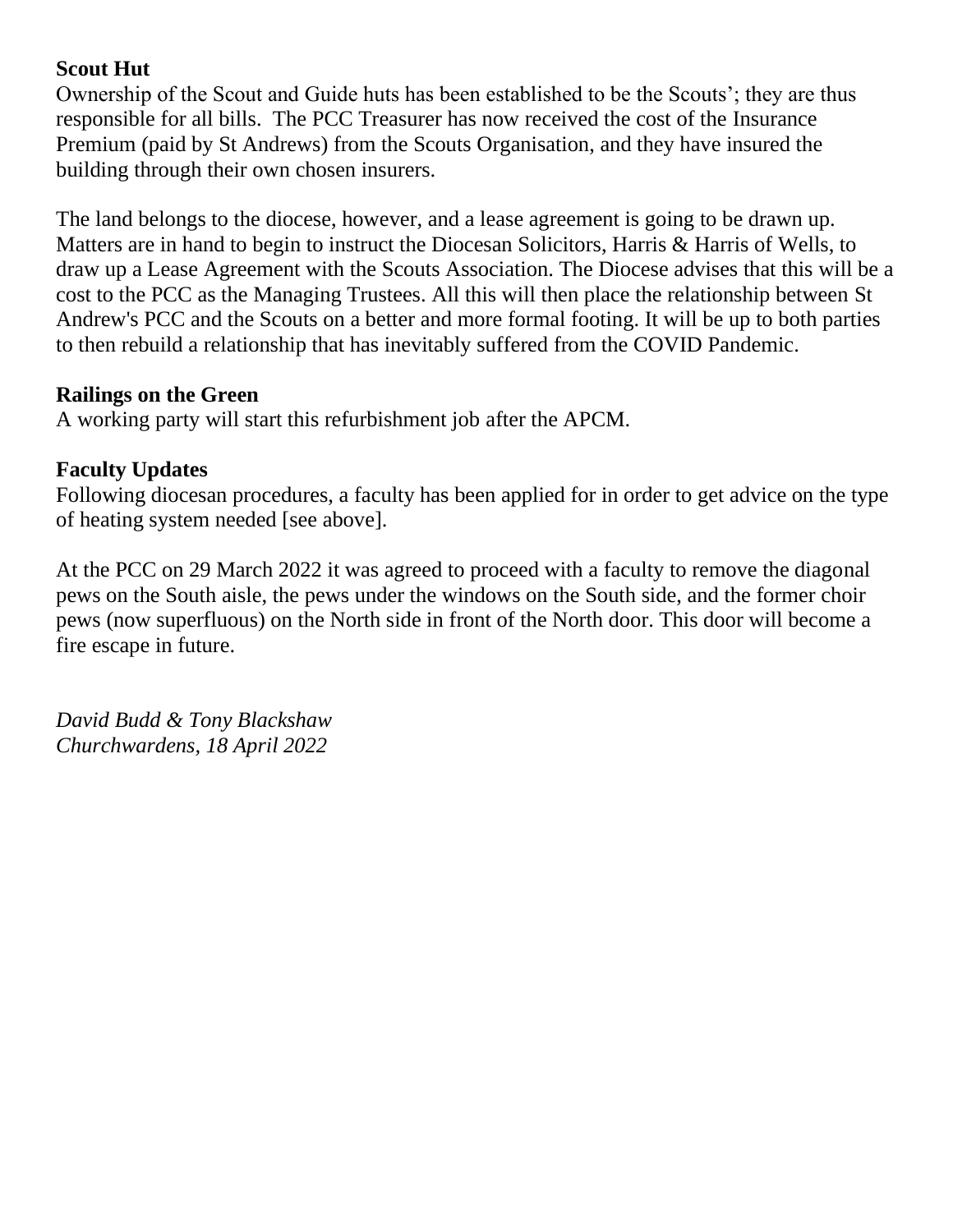**Scout Hut**

Ownership of the Scout and Guide huts has been established to be the Scouts'; they are thus responsible for all bills. The PCC Treasurer has now received the cost of the Insurance Premium (paid by St Andrews) from the Scouts Organisation, and they have insured the building through their own chosen insurers.

The land belongs to the diocese, however, and a lease agreement is going to be drawn up. Matters are in hand to begin to instruct the Diocesan Solicitors, Harris & Harris of Wells, to draw up a Lease Agreement with the Scouts Association. The Diocese advises that this will be a cost to the PCC as the Managing Trustees. All this will then place the relationship between St Andrew's PCC and the Scouts on a better and more formal footing. It will be up to both parties to then rebuild a relationship that has inevitably suffered from the COVID Pandemic.

**Railings on the Green**

A working party will start this refurbishment job after the APCM.

**Faculty Updates**

Following diocesan procedures, a faculty has been applied for in order to get advice on the type of heating system needed [see above].

At the PCC on 29 March 2022 it was agreed to proceed with a faculty to remove the diagonal pews on the South aisle, the pews under the windows on the South side, and the former choir pews (now superfluous) on the North side in front of the North door. This door will become a fire escape in future.

*David Budd & Tony Blackshaw*
*Churchwardens, 18 April 2022*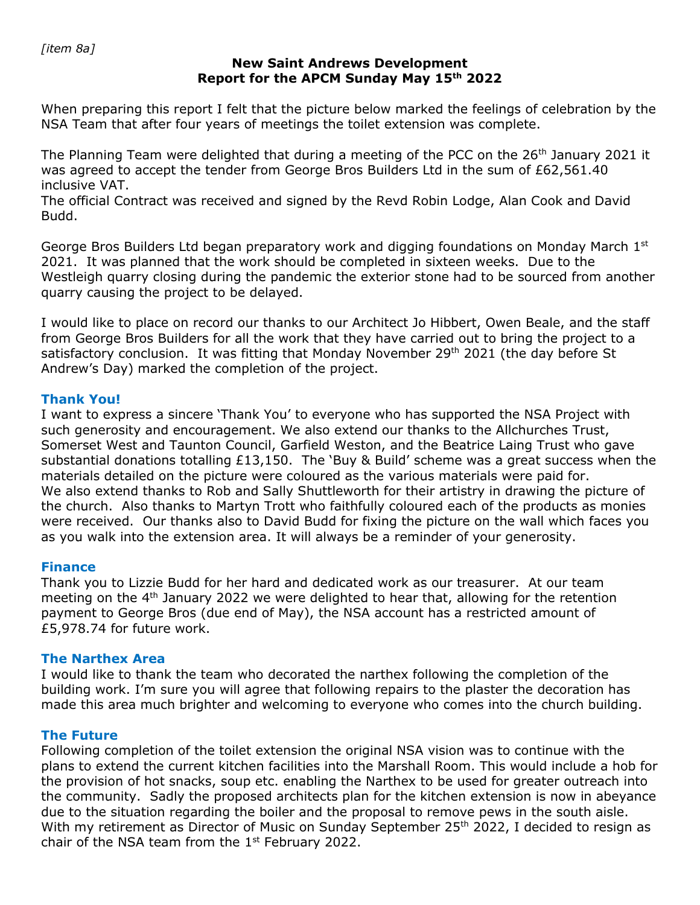*[item 8a]*

**New Saint Andrews Development**
**Report for the APCM Sunday May 15th 2022**

When preparing this report I felt that the picture below marked the feelings of celebration by the NSA Team that after four years of meetings the toilet extension was complete.

The Planning Team were delighted that during a meeting of the PCC on the 26th January 2021 it was agreed to accept the tender from George Bros Builders Ltd in the sum of £62,561.40 inclusive VAT.
The official Contract was received and signed by the Revd Robin Lodge, Alan Cook and David Budd.

George Bros Builders Ltd began preparatory work and digging foundations on Monday March 1st 2021. It was planned that the work should be completed in sixteen weeks. Due to the Westleigh quarry closing during the pandemic the exterior stone had to be sourced from another quarry causing the project to be delayed.

I would like to place on record our thanks to our Architect Jo Hibbert, Owen Beale, and the staff from George Bros Builders for all the work that they have carried out to bring the project to a satisfactory conclusion. It was fitting that Monday November 29th 2021 (the day before St Andrew's Day) marked the completion of the project.

### Thank You!

I want to express a sincere 'Thank You' to everyone who has supported the NSA Project with such generosity and encouragement. We also extend our thanks to the Allchurches Trust, Somerset West and Taunton Council, Garfield Weston, and the Beatrice Laing Trust who gave substantial donations totalling £13,150. The 'Buy & Build' scheme was a great success when the materials detailed on the picture were coloured as the various materials were paid for.
We also extend thanks to Rob and Sally Shuttleworth for their artistry in drawing the picture of the church. Also thanks to Martyn Trott who faithfully coloured each of the products as monies were received. Our thanks also to David Budd for fixing the picture on the wall which faces you as you walk into the extension area. It will always be a reminder of your generosity.

### Finance

Thank you to Lizzie Budd for her hard and dedicated work as our treasurer. At our team meeting on the 4th January 2022 we were delighted to hear that, allowing for the retention payment to George Bros (due end of May), the NSA account has a restricted amount of £5,978.74 for future work.

### The Narthex Area

I would like to thank the team who decorated the narthex following the completion of the building work. I'm sure you will agree that following repairs to the plaster the decoration has made this area much brighter and welcoming to everyone who comes into the church building.

### The Future

Following completion of the toilet extension the original NSA vision was to continue with the plans to extend the current kitchen facilities into the Marshall Room. This would include a hob for the provision of hot snacks, soup etc. enabling the Narthex to be used for greater outreach into the community. Sadly the proposed architects plan for the kitchen extension is now in abeyance due to the situation regarding the boiler and the proposal to remove pews in the south aisle.
With my retirement as Director of Music on Sunday September 25th 2022, I decided to resign as chair of the NSA team from the 1st February 2022.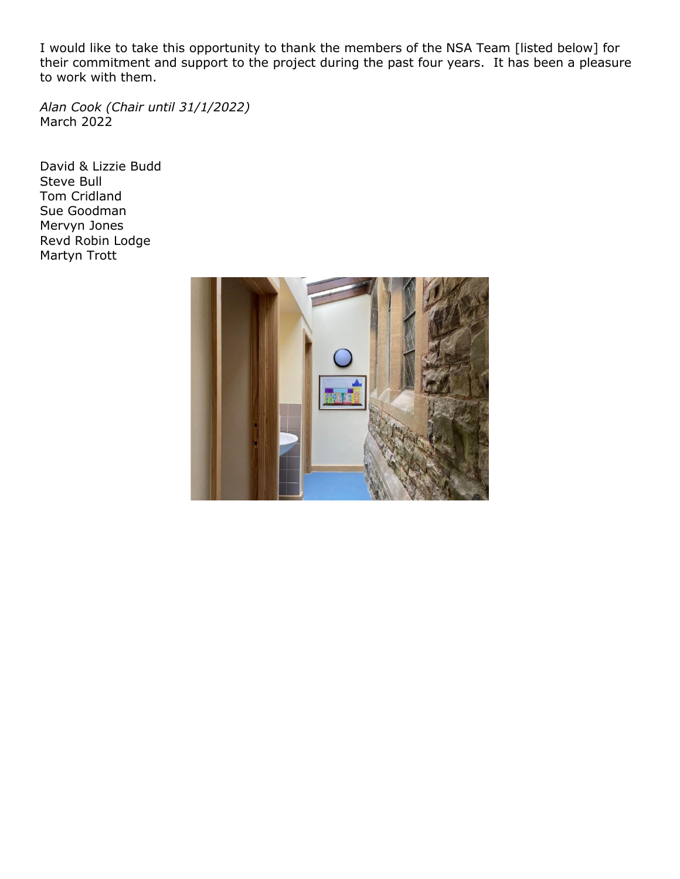I would like to take this opportunity to thank the members of the NSA Team [listed below] for their commitment and support to the project during the past four years. It has been a pleasure to work with them.

*Alan Cook (Chair until 31/1/2022)*
March 2022

David & Lizzie Budd
Steve Bull
Tom Cridland
Sue Goodman
Mervyn Jones
Revd Robin Lodge
Martyn Trott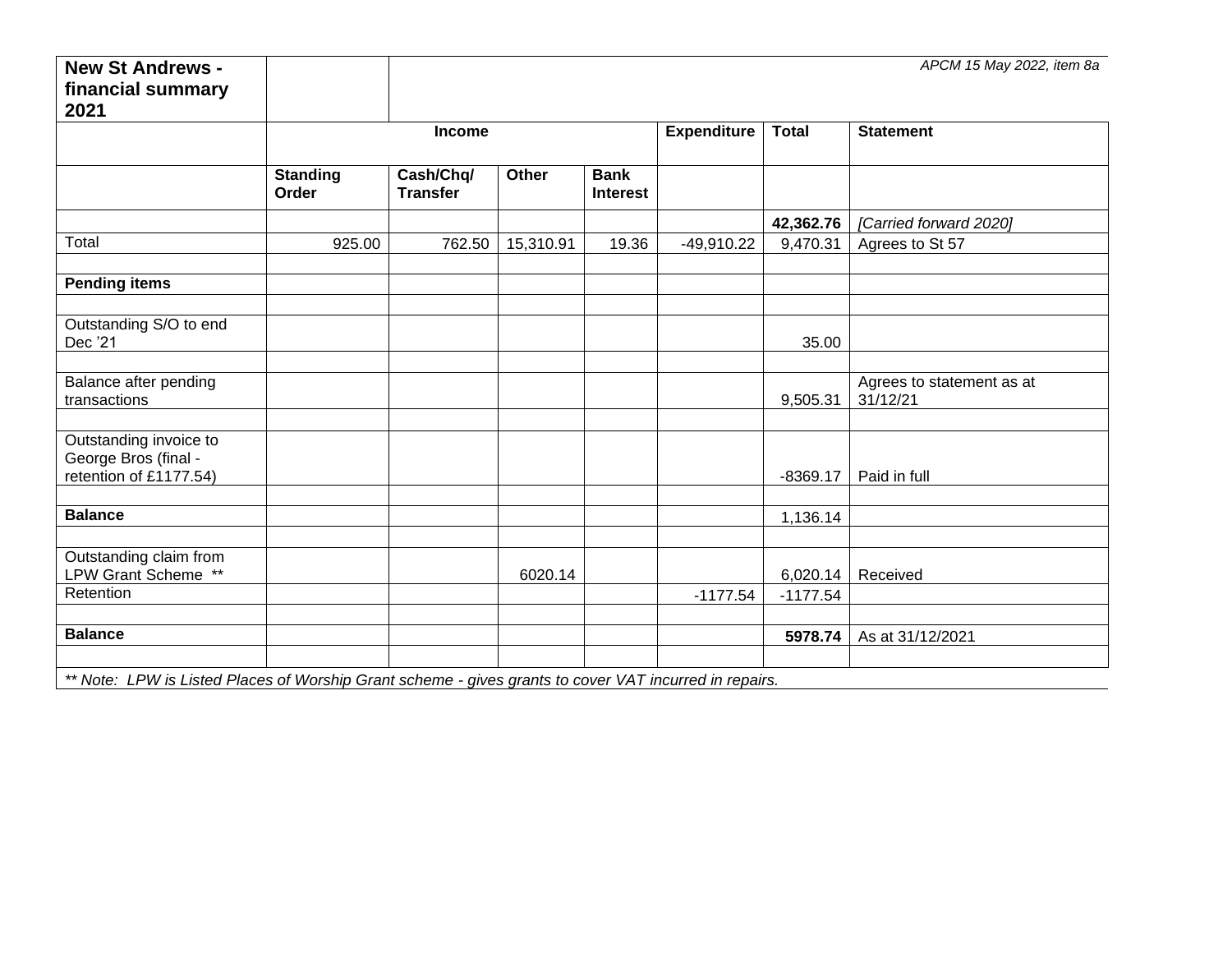| **New St Andrews - financial summary 2021** | | *APCM 15 May 2022, item 8a* | | | | | |
|---|---|---|---|---|---|---|---|
| | **Income** | | | | **Expenditure** | **Total** | **Statement** |
| | **Standing Order** | **Cash/Chq/ Transfer** | **Other** | **Bank Interest** | | | |
| | | | | | | **42,362.76** | *[Carried forward 2020]* |
| Total | 925.00 | 762.50 | 15,310.91 | 19.36 | -49,910.22 | 9,470.31 | Agrees to St 57 |
| | | | | | | | |
| **Pending items** | | | | | | | |
| | | | | | | | |
| Outstanding S/O to end Dec '21 | | | | | | 35.00 | |
| | | | | | | | |
| Balance after pending transactions | | | | | | 9,505.31 | Agrees to statement as at 31/12/21 |
| | | | | | | | |
| Outstanding invoice to George Bros (final - retention of £1177.54) | | | | | | -8369.17 | Paid in full |
| | | | | | | | |
| **Balance** | | | | | | 1,136.14 | |
| | | | | | | | |
| Outstanding claim from LPW Grant Scheme ** | | | 6020.14 | | | 6,020.14 | Received |
| Retention | | | | | -1177.54 | -1177.54 | |
| | | | | | | | |
| **Balance** | | | | | | **5978.74** | As at 31/12/2021 |
| | | | | | | | |

*** Note: LPW is Listed Places of Worship Grant scheme - gives grants to cover VAT incurred in repairs.*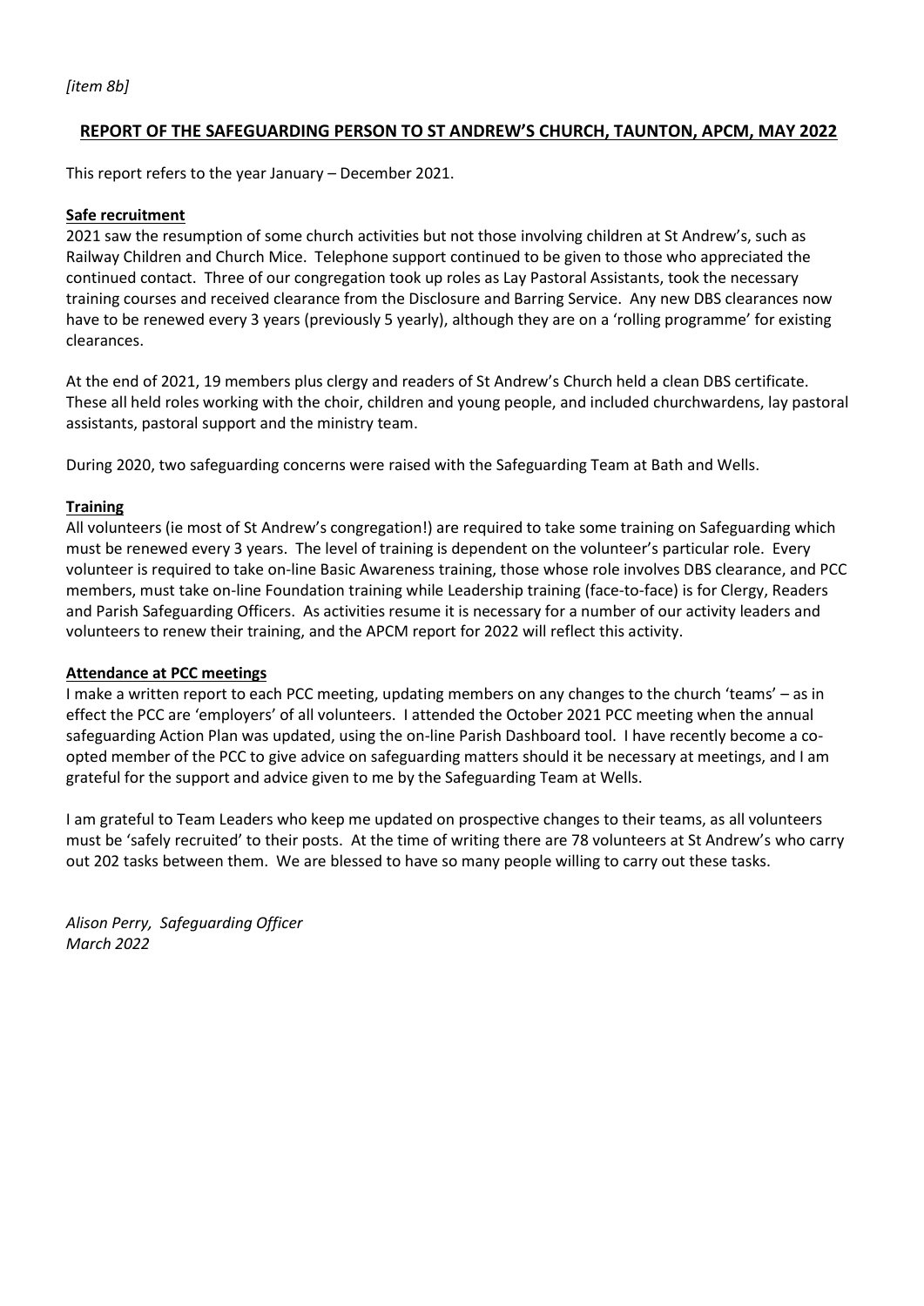*[item 8b]*

## REPORT OF THE SAFEGUARDING PERSON TO ST ANDREW'S CHURCH, TAUNTON, APCM, MAY 2022

This report refers to the year January – December 2021.

### Safe recruitment

2021 saw the resumption of some church activities but not those involving children at St Andrew's, such as Railway Children and Church Mice. Telephone support continued to be given to those who appreciated the continued contact. Three of our congregation took up roles as Lay Pastoral Assistants, took the necessary training courses and received clearance from the Disclosure and Barring Service. Any new DBS clearances now have to be renewed every 3 years (previously 5 yearly), although they are on a 'rolling programme' for existing clearances.

At the end of 2021, 19 members plus clergy and readers of St Andrew's Church held a clean DBS certificate. These all held roles working with the choir, children and young people, and included churchwardens, lay pastoral assistants, pastoral support and the ministry team.

During 2020, two safeguarding concerns were raised with the Safeguarding Team at Bath and Wells.

### Training

All volunteers (ie most of St Andrew's congregation!) are required to take some training on Safeguarding which must be renewed every 3 years. The level of training is dependent on the volunteer's particular role. Every volunteer is required to take on-line Basic Awareness training, those whose role involves DBS clearance, and PCC members, must take on-line Foundation training while Leadership training (face-to-face) is for Clergy, Readers and Parish Safeguarding Officers. As activities resume it is necessary for a number of our activity leaders and volunteers to renew their training, and the APCM report for 2022 will reflect this activity.

### Attendance at PCC meetings

I make a written report to each PCC meeting, updating members on any changes to the church 'teams' – as in effect the PCC are 'employers' of all volunteers. I attended the October 2021 PCC meeting when the annual safeguarding Action Plan was updated, using the on-line Parish Dashboard tool. I have recently become a co-opted member of the PCC to give advice on safeguarding matters should it be necessary at meetings, and I am grateful for the support and advice given to me by the Safeguarding Team at Wells.

I am grateful to Team Leaders who keep me updated on prospective changes to their teams, as all volunteers must be 'safely recruited' to their posts. At the time of writing there are 78 volunteers at St Andrew's who carry out 202 tasks between them. We are blessed to have so many people willing to carry out these tasks.

*Alison Perry, Safeguarding Officer*
*March 2022*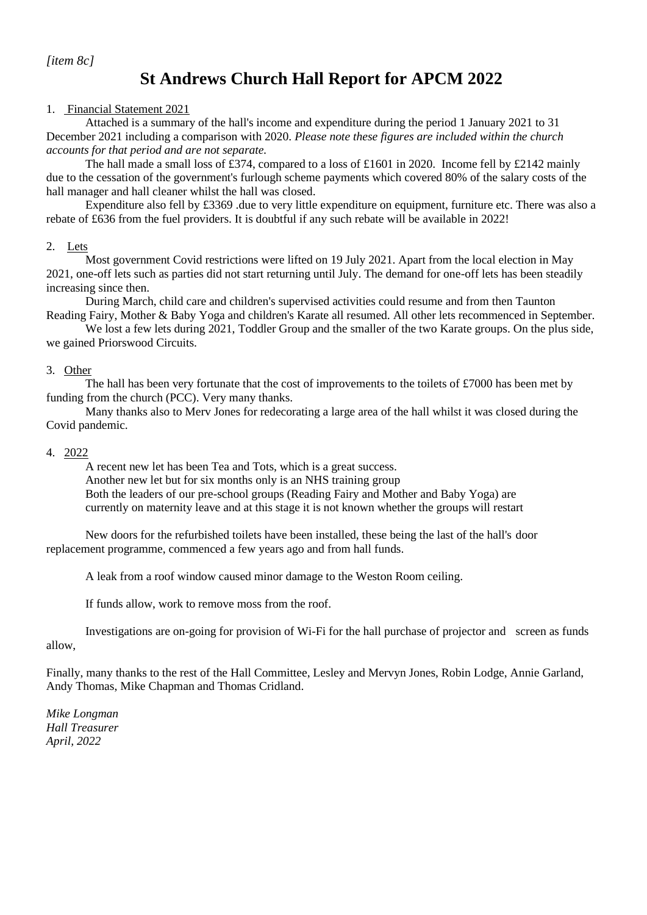*[item 8c]*

# St Andrews Church Hall Report for APCM 2022

1. Financial Statement 2021

Attached is a summary of the hall's income and expenditure during the period 1 January 2021 to 31 December 2021 including a comparison with 2020. *Please note these figures are included within the church accounts for that period and are not separate.*

The hall made a small loss of £374, compared to a loss of £1601 in 2020. Income fell by £2142 mainly due to the cessation of the government's furlough scheme payments which covered 80% of the salary costs of the hall manager and hall cleaner whilst the hall was closed.

Expenditure also fell by £3369 .due to very little expenditure on equipment, furniture etc. There was also a rebate of £636 from the fuel providers. It is doubtful if any such rebate will be available in 2022!

2. Lets

Most government Covid restrictions were lifted on 19 July 2021. Apart from the local election in May 2021, one-off lets such as parties did not start returning until July. The demand for one-off lets has been steadily increasing since then.

During March, child care and children's supervised activities could resume and from then Taunton Reading Fairy, Mother & Baby Yoga and children's Karate all resumed. All other lets recommenced in September.

We lost a few lets during 2021, Toddler Group and the smaller of the two Karate groups. On the plus side, we gained Priorswood Circuits.

3. Other

The hall has been very fortunate that the cost of improvements to the toilets of £7000 has been met by funding from the church (PCC). Very many thanks.

Many thanks also to Merv Jones for redecorating a large area of the hall whilst it was closed during the Covid pandemic.

4. 2022

A recent new let has been Tea and Tots, which is a great success.
Another new let but for six months only is an NHS training group
Both the leaders of our pre-school groups (Reading Fairy and Mother and Baby Yoga) are currently on maternity leave and at this stage it is not known whether the groups will restart

New doors for the refurbished toilets have been installed, these being the last of the hall's door replacement programme, commenced a few years ago and from hall funds.

A leak from a roof window caused minor damage to the Weston Room ceiling.

If funds allow, work to remove moss from the roof.

Investigations are on-going for provision of Wi-Fi for the hall purchase of projector and screen as funds allow,

Finally, many thanks to the rest of the Hall Committee, Lesley and Mervyn Jones, Robin Lodge, Annie Garland, Andy Thomas, Mike Chapman and Thomas Cridland.

*Mike Longman*
*Hall Treasurer*
*April, 2022*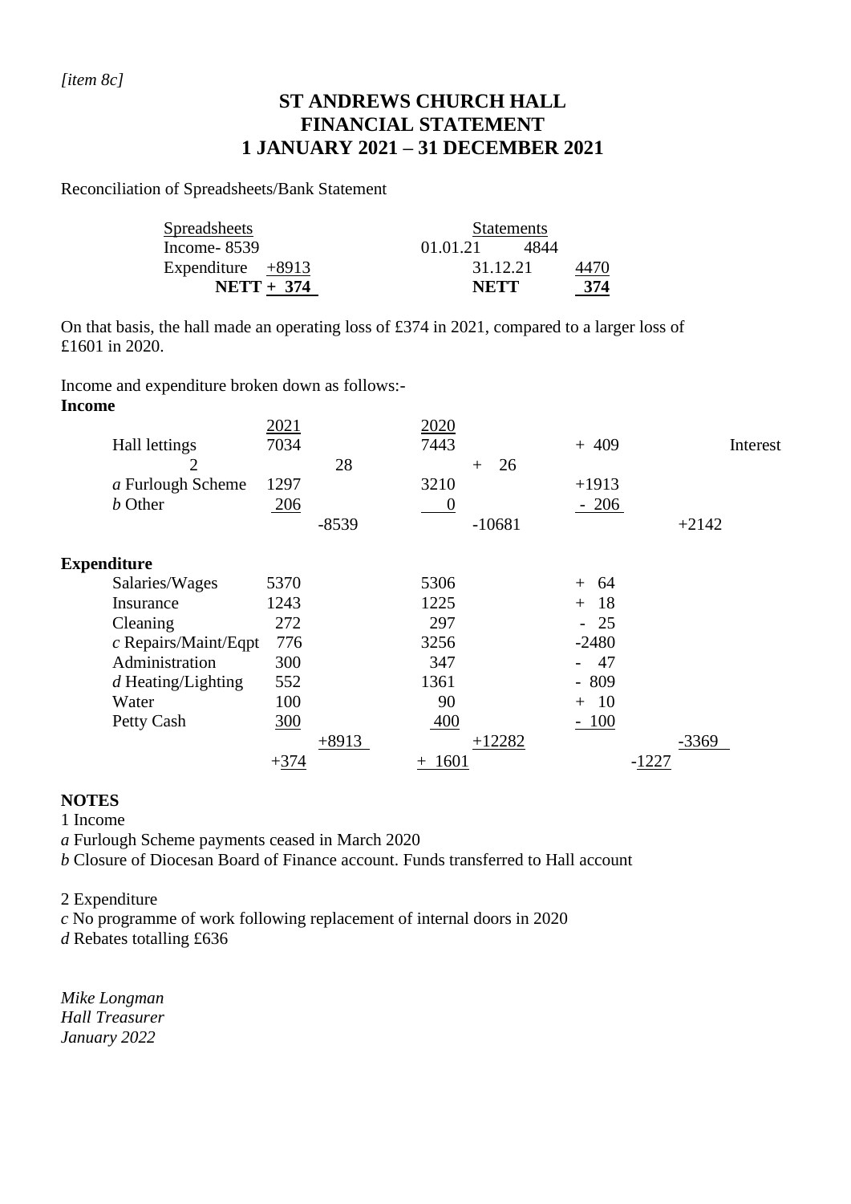*[item 8c]*

# ST ANDREWS CHURCH HALL
# FINANCIAL STATEMENT
# 1 JANUARY 2021 – 31 DECEMBER 2021

Reconciliation of Spreadsheets/Bank Statement

| Spreadsheets | | Statements | |
|---|---|---|---|
| Income- 8539 | | 01.01.21 4844 | |
| Expenditure | +8913 | 31.12.21 | 4470 |
| **NETT** | **+ 374** | **NETT** | **374** |

On that basis, the hall made an operating loss of £374 in 2021, compared to a larger loss of £1601 in 2020.

Income and expenditure broken down as follows:-

**Income**

| | 2021 | | 2020 | | | |
|---|---|---|---|---|---|---|
| Hall lettings | 7034 | | 7443 | | + 409 | |
| Interest 2 | | 28 | | + 26 | | |
| *a* Furlough Scheme | 1297 | | 3210 | | +1913 | |
| *b* Other | 206 | | 0 | | - 206 | |
| | | -8539 | | -10681 | | +2142 |

**Expenditure**

| | 2021 | | 2020 | | | |
|---|---|---|---|---|---|---|
| Salaries/Wages | 5370 | | 5306 | | + 64 | |
| Insurance | 1243 | | 1225 | | + 18 | |
| Cleaning | 272 | | 297 | | - 25 | |
| *c* Repairs/Maint/Eqpt | 776 | | 3256 | | -2480 | |
| Administration | 300 | | 347 | | - 47 | |
| *d* Heating/Lighting | 552 | | 1361 | | - 809 | |
| Water | 100 | | 90 | | + 10 | |
| Petty Cash | 300 | | 400 | | - 100 | |
| | | +8913 | | +12282 | | -3369 |
| | +374 | | + 1601 | | -1227 | |

**NOTES**

1 Income

*a* Furlough Scheme payments ceased in March 2020

*b* Closure of Diocesan Board of Finance account. Funds transferred to Hall account

2 Expenditure

*c* No programme of work following replacement of internal doors in 2020

*d* Rebates totalling £636

*Mike Longman*
*Hall Treasurer*
*January 2022*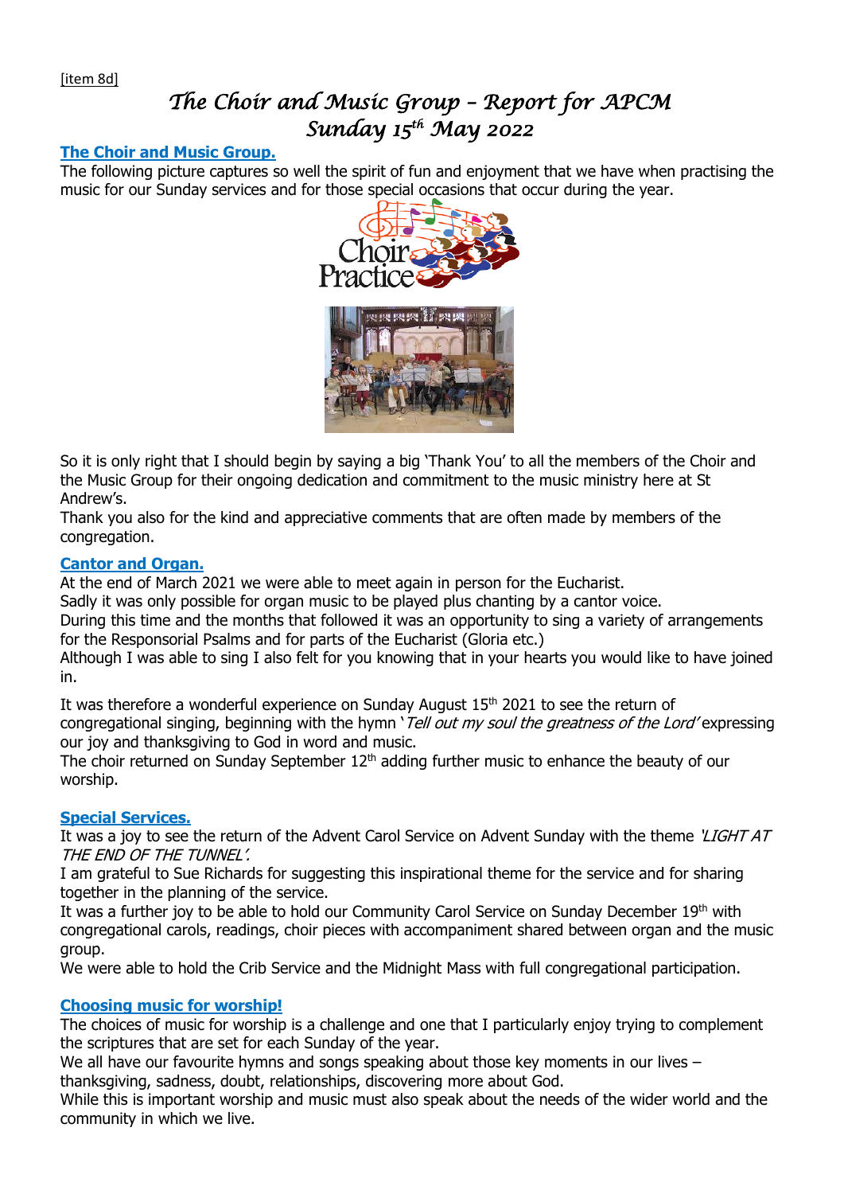[item 8d]

# *The Choir and Music Group – Report for APCM*
# *Sunday 15th May 2022*

**The Choir and Music Group.**

The following picture captures so well the spirit of fun and enjoyment that we have when practising the music for our Sunday services and for those special occasions that occur during the year.

So it is only right that I should begin by saying a big 'Thank You' to all the members of the Choir and the Music Group for their ongoing dedication and commitment to the music ministry here at St Andrew's.

Thank you also for the kind and appreciative comments that are often made by members of the congregation.

**Cantor and Organ.**

At the end of March 2021 we were able to meet again in person for the Eucharist.

Sadly it was only possible for organ music to be played plus chanting by a cantor voice.

During this time and the months that followed it was an opportunity to sing a variety of arrangements for the Responsorial Psalms and for parts of the Eucharist (Gloria etc.)

Although I was able to sing I also felt for you knowing that in your hearts you would like to have joined in.

It was therefore a wonderful experience on Sunday August 15th 2021 to see the return of congregational singing, beginning with the hymn '*Tell out my soul the greatness of the Lord'* expressing our joy and thanksgiving to God in word and music.

The choir returned on Sunday September 12th adding further music to enhance the beauty of our worship.

**Special Services.**

It was a joy to see the return of the Advent Carol Service on Advent Sunday with the theme *'LIGHT AT THE END OF THE TUNNEL'.*

I am grateful to Sue Richards for suggesting this inspirational theme for the service and for sharing together in the planning of the service.

It was a further joy to be able to hold our Community Carol Service on Sunday December 19th with congregational carols, readings, choir pieces with accompaniment shared between organ and the music group.

We were able to hold the Crib Service and the Midnight Mass with full congregational participation.

**Choosing music for worship!**

The choices of music for worship is a challenge and one that I particularly enjoy trying to complement the scriptures that are set for each Sunday of the year.

We all have our favourite hymns and songs speaking about those key moments in our lives – thanksgiving, sadness, doubt, relationships, discovering more about God.

While this is important worship and music must also speak about the needs of the wider world and the community in which we live.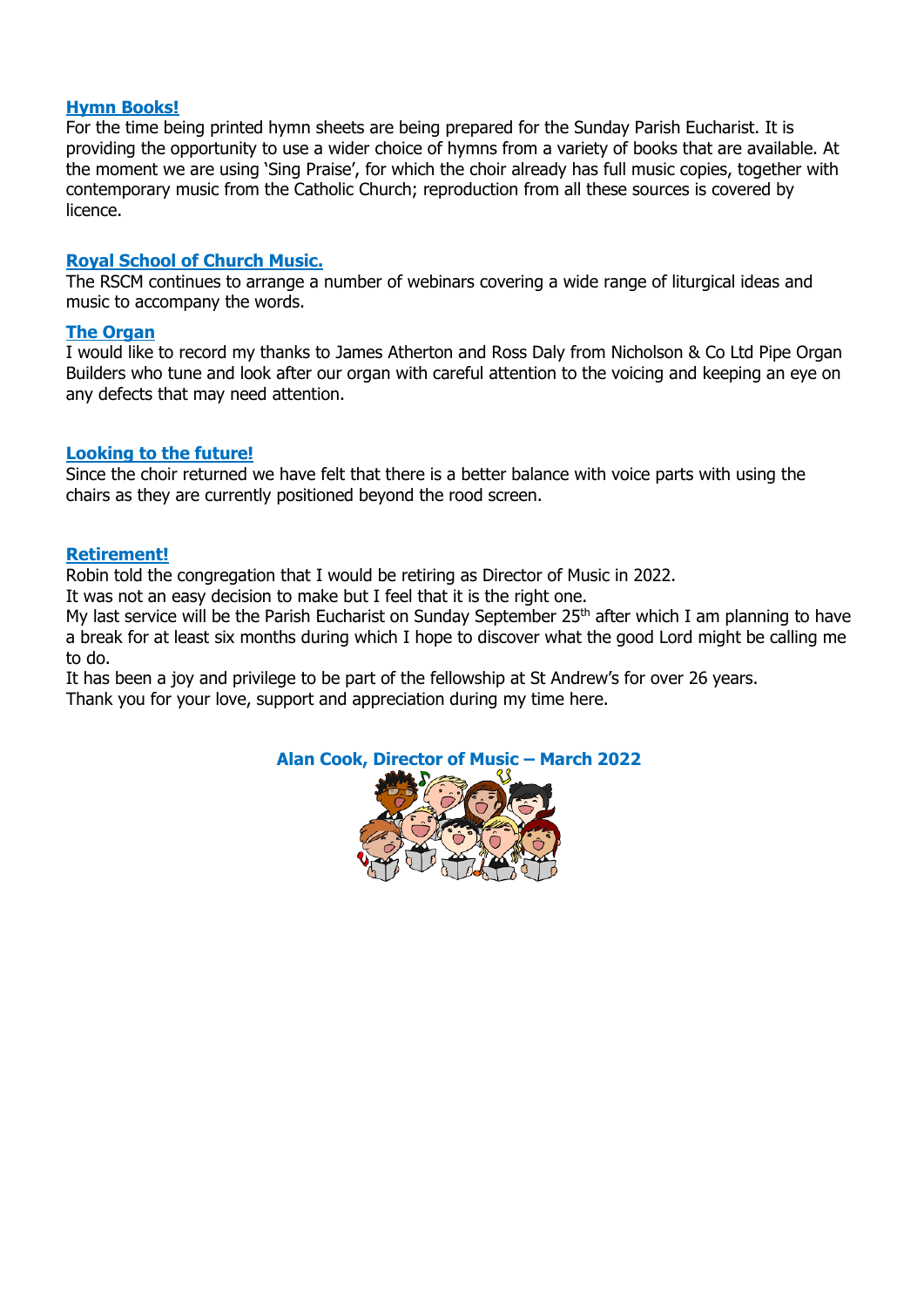### Hymn Books!

For the time being printed hymn sheets are being prepared for the Sunday Parish Eucharist. It is providing the opportunity to use a wider choice of hymns from a variety of books that are available. At the moment we are using 'Sing Praise', for which the choir already has full music copies, together with contemporary music from the Catholic Church; reproduction from all these sources is covered by licence.

### Royal School of Church Music.

The RSCM continues to arrange a number of webinars covering a wide range of liturgical ideas and music to accompany the words.

### The Organ

I would like to record my thanks to James Atherton and Ross Daly from Nicholson & Co Ltd Pipe Organ Builders who tune and look after our organ with careful attention to the voicing and keeping an eye on any defects that may need attention.

### Looking to the future!

Since the choir returned we have felt that there is a better balance with voice parts with using the chairs as they are currently positioned beyond the rood screen.

### Retirement!

Robin told the congregation that I would be retiring as Director of Music in 2022.
It was not an easy decision to make but I feel that it is the right one.
My last service will be the Parish Eucharist on Sunday September 25th after which I am planning to have a break for at least six months during which I hope to discover what the good Lord might be calling me to do.
It has been a joy and privilege to be part of the fellowship at St Andrew's for over 26 years.
Thank you for your love, support and appreciation during my time here.

**Alan Cook, Director of Music – March 2022**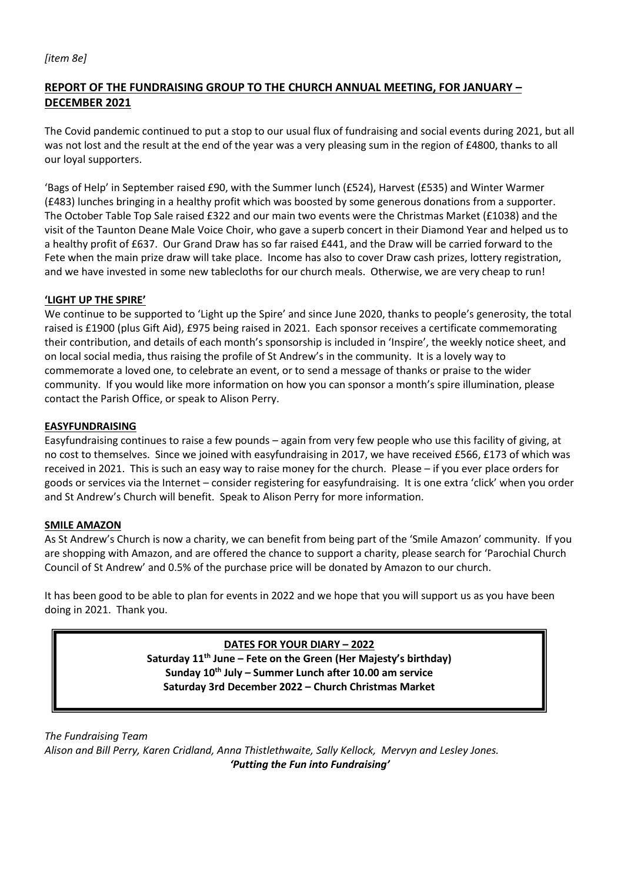*[item 8e]*

## REPORT OF THE FUNDRAISING GROUP TO THE CHURCH ANNUAL MEETING, FOR JANUARY – DECEMBER 2021

The Covid pandemic continued to put a stop to our usual flux of fundraising and social events during 2021, but all was not lost and the result at the end of the year was a very pleasing sum in the region of £4800, thanks to all our loyal supporters.

'Bags of Help' in September raised £90, with the Summer lunch (£524), Harvest (£535) and Winter Warmer (£483) lunches bringing in a healthy profit which was boosted by some generous donations from a supporter. The October Table Top Sale raised £322 and our main two events were the Christmas Market (£1038) and the visit of the Taunton Deane Male Voice Choir, who gave a superb concert in their Diamond Year and helped us to a healthy profit of £637. Our Grand Draw has so far raised £441, and the Draw will be carried forward to the Fete when the main prize draw will take place. Income has also to cover Draw cash prizes, lottery registration, and we have invested in some new tablecloths for our church meals. Otherwise, we are very cheap to run!

### 'LIGHT UP THE SPIRE'

We continue to be supported to 'Light up the Spire' and since June 2020, thanks to people's generosity, the total raised is £1900 (plus Gift Aid), £975 being raised in 2021. Each sponsor receives a certificate commemorating their contribution, and details of each month's sponsorship is included in 'Inspire', the weekly notice sheet, and on local social media, thus raising the profile of St Andrew's in the community. It is a lovely way to commemorate a loved one, to celebrate an event, or to send a message of thanks or praise to the wider community. If you would like more information on how you can sponsor a month's spire illumination, please contact the Parish Office, or speak to Alison Perry.

### EASYFUNDRAISING

Easyfundraising continues to raise a few pounds – again from very few people who use this facility of giving, at no cost to themselves. Since we joined with easyfundraising in 2017, we have received £566, £173 of which was received in 2021. This is such an easy way to raise money for the church. Please – if you ever place orders for goods or services via the Internet – consider registering for easyfundraising. It is one extra 'click' when you order and St Andrew's Church will benefit. Speak to Alison Perry for more information.

### SMILE AMAZON

As St Andrew's Church is now a charity, we can benefit from being part of the 'Smile Amazon' community. If you are shopping with Amazon, and are offered the chance to support a charity, please search for 'Parochial Church Council of St Andrew' and 0.5% of the purchase price will be donated by Amazon to our church.

It has been good to be able to plan for events in 2022 and we hope that you will support us as you have been doing in 2021. Thank you.

**DATES FOR YOUR DIARY – 2022**

**Saturday 11th June – Fete on the Green (Her Majesty's birthday)**
**Sunday 10th July – Summer Lunch after 10.00 am service**
**Saturday 3rd December 2022 – Church Christmas Market**

*The Fundraising Team*
*Alison and Bill Perry, Karen Cridland, Anna Thistlethwaite, Sally Kellock, Mervyn and Lesley Jones.*
***'Putting the Fun into Fundraising'***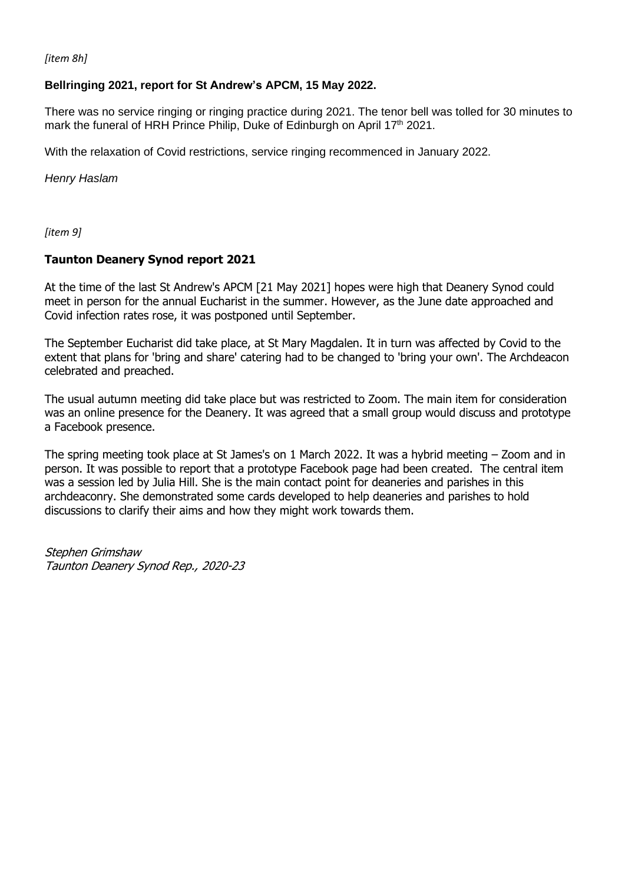*[item 8h]*

### Bellringing 2021, report for St Andrew's APCM, 15 May 2022.

There was no service ringing or ringing practice during 2021. The tenor bell was tolled for 30 minutes to mark the funeral of HRH Prince Philip, Duke of Edinburgh on April 17th 2021.

With the relaxation of Covid restrictions, service ringing recommenced in January 2022.

*Henry Haslam*

*[item 9]*

### Taunton Deanery Synod report 2021

At the time of the last St Andrew's APCM [21 May 2021] hopes were high that Deanery Synod could meet in person for the annual Eucharist in the summer. However, as the June date approached and Covid infection rates rose, it was postponed until September.

The September Eucharist did take place, at St Mary Magdalen. It in turn was affected by Covid to the extent that plans for 'bring and share' catering had to be changed to 'bring your own'. The Archdeacon celebrated and preached.

The usual autumn meeting did take place but was restricted to Zoom. The main item for consideration was an online presence for the Deanery. It was agreed that a small group would discuss and prototype a Facebook presence.

The spring meeting took place at St James's on 1 March 2022. It was a hybrid meeting – Zoom and in person. It was possible to report that a prototype Facebook page had been created. The central item was a session led by Julia Hill. She is the main contact point for deaneries and parishes in this archdeaconry. She demonstrated some cards developed to help deaneries and parishes to hold discussions to clarify their aims and how they might work towards them.

*Stephen Grimshaw*
*Taunton Deanery Synod Rep., 2020-23*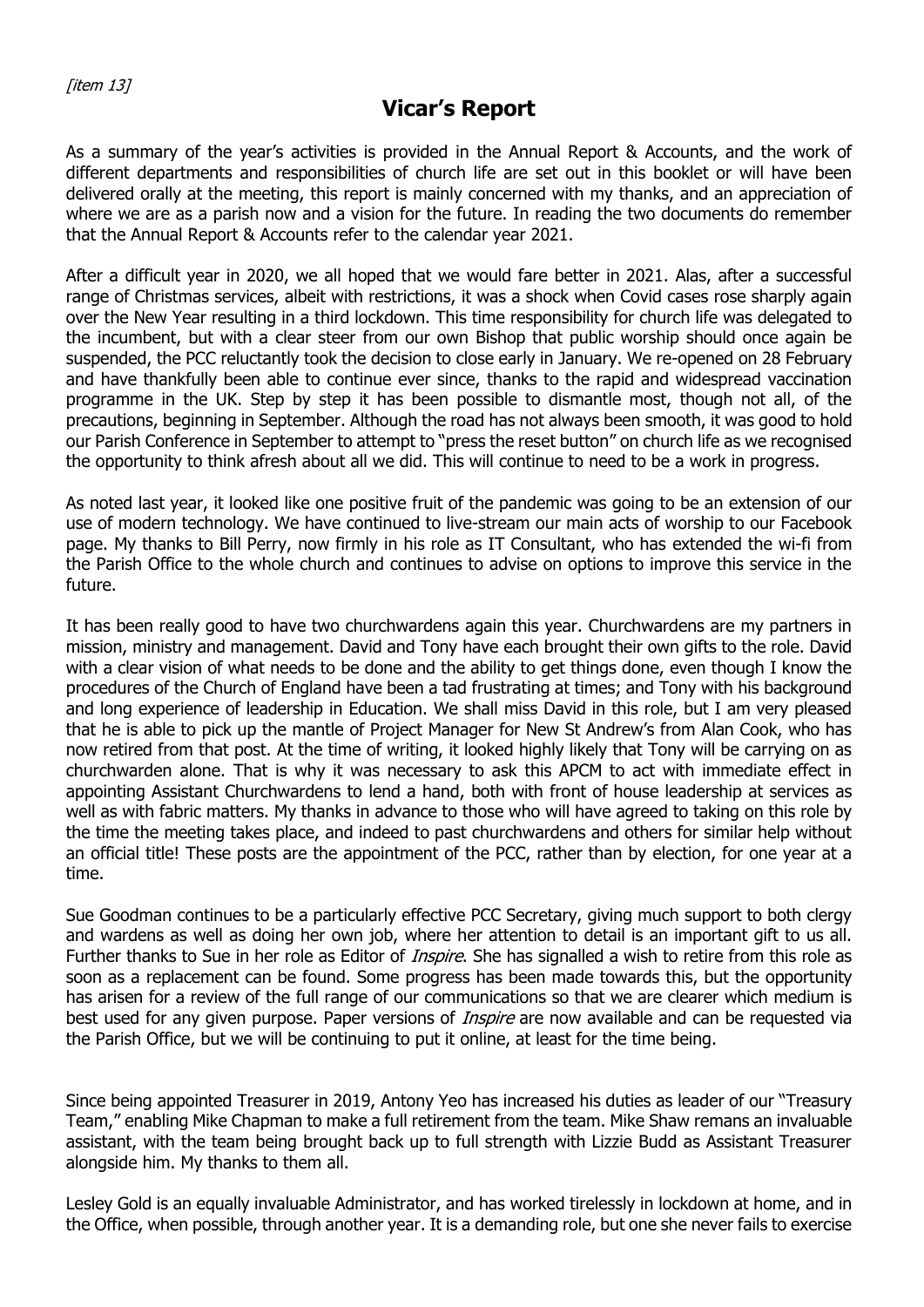*[item 13]*

## Vicar's Report

As a summary of the year's activities is provided in the Annual Report & Accounts, and the work of different departments and responsibilities of church life are set out in this booklet or will have been delivered orally at the meeting, this report is mainly concerned with my thanks, and an appreciation of where we are as a parish now and a vision for the future. In reading the two documents do remember that the Annual Report & Accounts refer to the calendar year 2021.

After a difficult year in 2020, we all hoped that we would fare better in 2021. Alas, after a successful range of Christmas services, albeit with restrictions, it was a shock when Covid cases rose sharply again over the New Year resulting in a third lockdown. This time responsibility for church life was delegated to the incumbent, but with a clear steer from our own Bishop that public worship should once again be suspended, the PCC reluctantly took the decision to close early in January. We re-opened on 28 February and have thankfully been able to continue ever since, thanks to the rapid and widespread vaccination programme in the UK. Step by step it has been possible to dismantle most, though not all, of the precautions, beginning in September. Although the road has not always been smooth, it was good to hold our Parish Conference in September to attempt to "press the reset button" on church life as we recognised the opportunity to think afresh about all we did. This will continue to need to be a work in progress.

As noted last year, it looked like one positive fruit of the pandemic was going to be an extension of our use of modern technology. We have continued to live-stream our main acts of worship to our Facebook page. My thanks to Bill Perry, now firmly in his role as IT Consultant, who has extended the wi-fi from the Parish Office to the whole church and continues to advise on options to improve this service in the future.

It has been really good to have two churchwardens again this year. Churchwardens are my partners in mission, ministry and management. David and Tony have each brought their own gifts to the role. David with a clear vision of what needs to be done and the ability to get things done, even though I know the procedures of the Church of England have been a tad frustrating at times; and Tony with his background and long experience of leadership in Education. We shall miss David in this role, but I am very pleased that he is able to pick up the mantle of Project Manager for New St Andrew's from Alan Cook, who has now retired from that post. At the time of writing, it looked highly likely that Tony will be carrying on as churchwarden alone. That is why it was necessary to ask this APCM to act with immediate effect in appointing Assistant Churchwardens to lend a hand, both with front of house leadership at services as well as with fabric matters. My thanks in advance to those who will have agreed to taking on this role by the time the meeting takes place, and indeed to past churchwardens and others for similar help without an official title! These posts are the appointment of the PCC, rather than by election, for one year at a time.

Sue Goodman continues to be a particularly effective PCC Secretary, giving much support to both clergy and wardens as well as doing her own job, where her attention to detail is an important gift to us all. Further thanks to Sue in her role as Editor of *Inspire*. She has signalled a wish to retire from this role as soon as a replacement can be found. Some progress has been made towards this, but the opportunity has arisen for a review of the full range of our communications so that we are clearer which medium is best used for any given purpose. Paper versions of *Inspire* are now available and can be requested via the Parish Office, but we will be continuing to put it online, at least for the time being.

Since being appointed Treasurer in 2019, Antony Yeo has increased his duties as leader of our "Treasury Team," enabling Mike Chapman to make a full retirement from the team. Mike Shaw remans an invaluable assistant, with the team being brought back up to full strength with Lizzie Budd as Assistant Treasurer alongside him. My thanks to them all.

Lesley Gold is an equally invaluable Administrator, and has worked tirelessly in lockdown at home, and in the Office, when possible, through another year. It is a demanding role, but one she never fails to exercise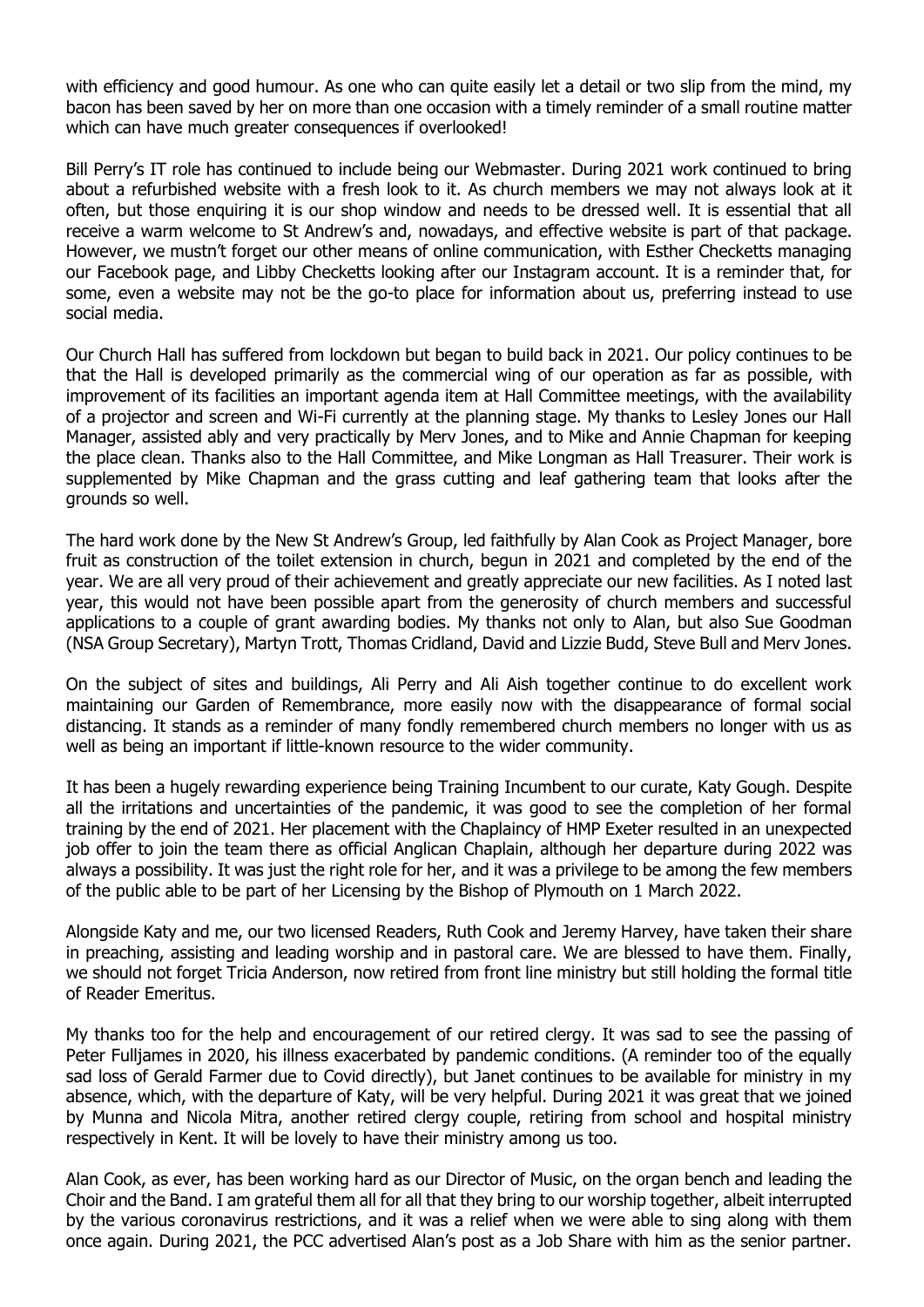with efficiency and good humour. As one who can quite easily let a detail or two slip from the mind, my bacon has been saved by her on more than one occasion with a timely reminder of a small routine matter which can have much greater consequences if overlooked!

Bill Perry's IT role has continued to include being our Webmaster. During 2021 work continued to bring about a refurbished website with a fresh look to it. As church members we may not always look at it often, but those enquiring it is our shop window and needs to be dressed well. It is essential that all receive a warm welcome to St Andrew's and, nowadays, and effective website is part of that package. However, we mustn't forget our other means of online communication, with Esther Checketts managing our Facebook page, and Libby Checketts looking after our Instagram account. It is a reminder that, for some, even a website may not be the go-to place for information about us, preferring instead to use social media.

Our Church Hall has suffered from lockdown but began to build back in 2021. Our policy continues to be that the Hall is developed primarily as the commercial wing of our operation as far as possible, with improvement of its facilities an important agenda item at Hall Committee meetings, with the availability of a projector and screen and Wi-Fi currently at the planning stage. My thanks to Lesley Jones our Hall Manager, assisted ably and very practically by Merv Jones, and to Mike and Annie Chapman for keeping the place clean. Thanks also to the Hall Committee, and Mike Longman as Hall Treasurer. Their work is supplemented by Mike Chapman and the grass cutting and leaf gathering team that looks after the grounds so well.

The hard work done by the New St Andrew's Group, led faithfully by Alan Cook as Project Manager, bore fruit as construction of the toilet extension in church, begun in 2021 and completed by the end of the year. We are all very proud of their achievement and greatly appreciate our new facilities. As I noted last year, this would not have been possible apart from the generosity of church members and successful applications to a couple of grant awarding bodies. My thanks not only to Alan, but also Sue Goodman (NSA Group Secretary), Martyn Trott, Thomas Cridland, David and Lizzie Budd, Steve Bull and Merv Jones.

On the subject of sites and buildings, Ali Perry and Ali Aish together continue to do excellent work maintaining our Garden of Remembrance, more easily now with the disappearance of formal social distancing. It stands as a reminder of many fondly remembered church members no longer with us as well as being an important if little-known resource to the wider community.

It has been a hugely rewarding experience being Training Incumbent to our curate, Katy Gough. Despite all the irritations and uncertainties of the pandemic, it was good to see the completion of her formal training by the end of 2021. Her placement with the Chaplaincy of HMP Exeter resulted in an unexpected job offer to join the team there as official Anglican Chaplain, although her departure during 2022 was always a possibility. It was just the right role for her, and it was a privilege to be among the few members of the public able to be part of her Licensing by the Bishop of Plymouth on 1 March 2022.

Alongside Katy and me, our two licensed Readers, Ruth Cook and Jeremy Harvey, have taken their share in preaching, assisting and leading worship and in pastoral care. We are blessed to have them. Finally, we should not forget Tricia Anderson, now retired from front line ministry but still holding the formal title of Reader Emeritus.

My thanks too for the help and encouragement of our retired clergy. It was sad to see the passing of Peter Fulljames in 2020, his illness exacerbated by pandemic conditions. (A reminder too of the equally sad loss of Gerald Farmer due to Covid directly), but Janet continues to be available for ministry in my absence, which, with the departure of Katy, will be very helpful. During 2021 it was great that we joined by Munna and Nicola Mitra, another retired clergy couple, retiring from school and hospital ministry respectively in Kent. It will be lovely to have their ministry among us too.

Alan Cook, as ever, has been working hard as our Director of Music, on the organ bench and leading the Choir and the Band. I am grateful them all for all that they bring to our worship together, albeit interrupted by the various coronavirus restrictions, and it was a relief when we were able to sing along with them once again. During 2021, the PCC advertised Alan's post as a Job Share with him as the senior partner.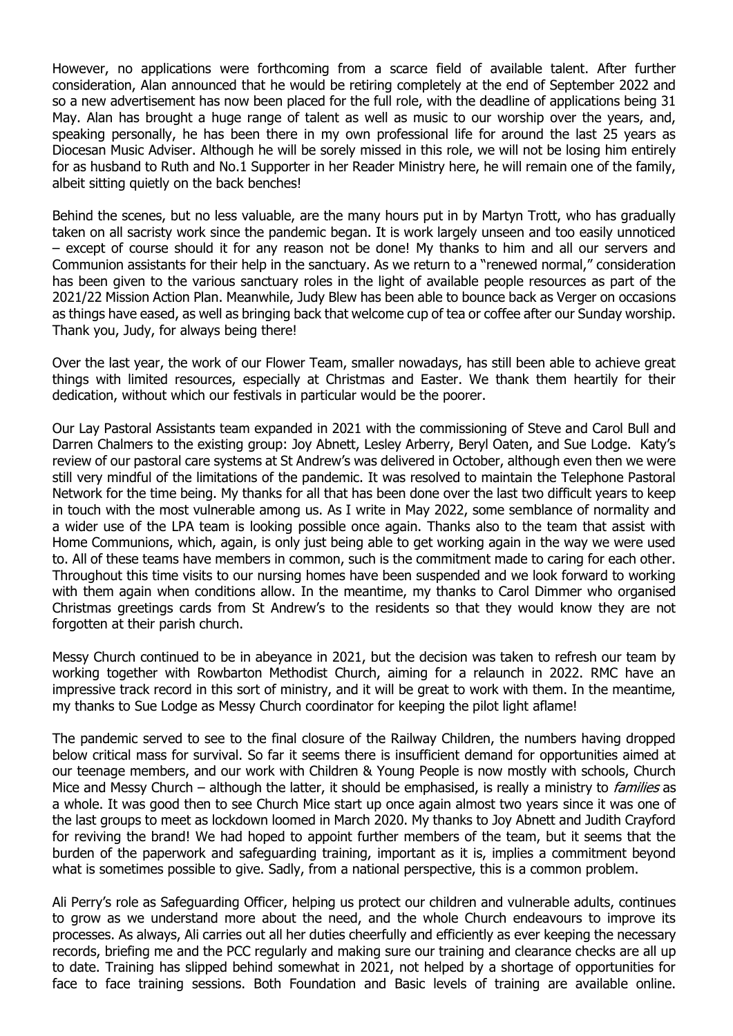However, no applications were forthcoming from a scarce field of available talent. After further consideration, Alan announced that he would be retiring completely at the end of September 2022 and so a new advertisement has now been placed for the full role, with the deadline of applications being 31 May. Alan has brought a huge range of talent as well as music to our worship over the years, and, speaking personally, he has been there in my own professional life for around the last 25 years as Diocesan Music Adviser. Although he will be sorely missed in this role, we will not be losing him entirely for as husband to Ruth and No.1 Supporter in her Reader Ministry here, he will remain one of the family, albeit sitting quietly on the back benches!

Behind the scenes, but no less valuable, are the many hours put in by Martyn Trott, who has gradually taken on all sacristy work since the pandemic began. It is work largely unseen and too easily unnoticed – except of course should it for any reason not be done! My thanks to him and all our servers and Communion assistants for their help in the sanctuary. As we return to a "renewed normal," consideration has been given to the various sanctuary roles in the light of available people resources as part of the 2021/22 Mission Action Plan. Meanwhile, Judy Blew has been able to bounce back as Verger on occasions as things have eased, as well as bringing back that welcome cup of tea or coffee after our Sunday worship. Thank you, Judy, for always being there!

Over the last year, the work of our Flower Team, smaller nowadays, has still been able to achieve great things with limited resources, especially at Christmas and Easter. We thank them heartily for their dedication, without which our festivals in particular would be the poorer.

Our Lay Pastoral Assistants team expanded in 2021 with the commissioning of Steve and Carol Bull and Darren Chalmers to the existing group: Joy Abnett, Lesley Arberry, Beryl Oaten, and Sue Lodge. Katy's review of our pastoral care systems at St Andrew's was delivered in October, although even then we were still very mindful of the limitations of the pandemic. It was resolved to maintain the Telephone Pastoral Network for the time being. My thanks for all that has been done over the last two difficult years to keep in touch with the most vulnerable among us. As I write in May 2022, some semblance of normality and a wider use of the LPA team is looking possible once again. Thanks also to the team that assist with Home Communions, which, again, is only just being able to get working again in the way we were used to. All of these teams have members in common, such is the commitment made to caring for each other. Throughout this time visits to our nursing homes have been suspended and we look forward to working with them again when conditions allow. In the meantime, my thanks to Carol Dimmer who organised Christmas greetings cards from St Andrew's to the residents so that they would know they are not forgotten at their parish church.

Messy Church continued to be in abeyance in 2021, but the decision was taken to refresh our team by working together with Rowbarton Methodist Church, aiming for a relaunch in 2022. RMC have an impressive track record in this sort of ministry, and it will be great to work with them. In the meantime, my thanks to Sue Lodge as Messy Church coordinator for keeping the pilot light aflame!

The pandemic served to see to the final closure of the Railway Children, the numbers having dropped below critical mass for survival. So far it seems there is insufficient demand for opportunities aimed at our teenage members, and our work with Children & Young People is now mostly with schools, Church Mice and Messy Church – although the latter, it should be emphasised, is really a ministry to *families* as a whole. It was good then to see Church Mice start up once again almost two years since it was one of the last groups to meet as lockdown loomed in March 2020. My thanks to Joy Abnett and Judith Crayford for reviving the brand! We had hoped to appoint further members of the team, but it seems that the burden of the paperwork and safeguarding training, important as it is, implies a commitment beyond what is sometimes possible to give. Sadly, from a national perspective, this is a common problem.

Ali Perry's role as Safeguarding Officer, helping us protect our children and vulnerable adults, continues to grow as we understand more about the need, and the whole Church endeavours to improve its processes. As always, Ali carries out all her duties cheerfully and efficiently as ever keeping the necessary records, briefing me and the PCC regularly and making sure our training and clearance checks are all up to date. Training has slipped behind somewhat in 2021, not helped by a shortage of opportunities for face to face training sessions. Both Foundation and Basic levels of training are available online.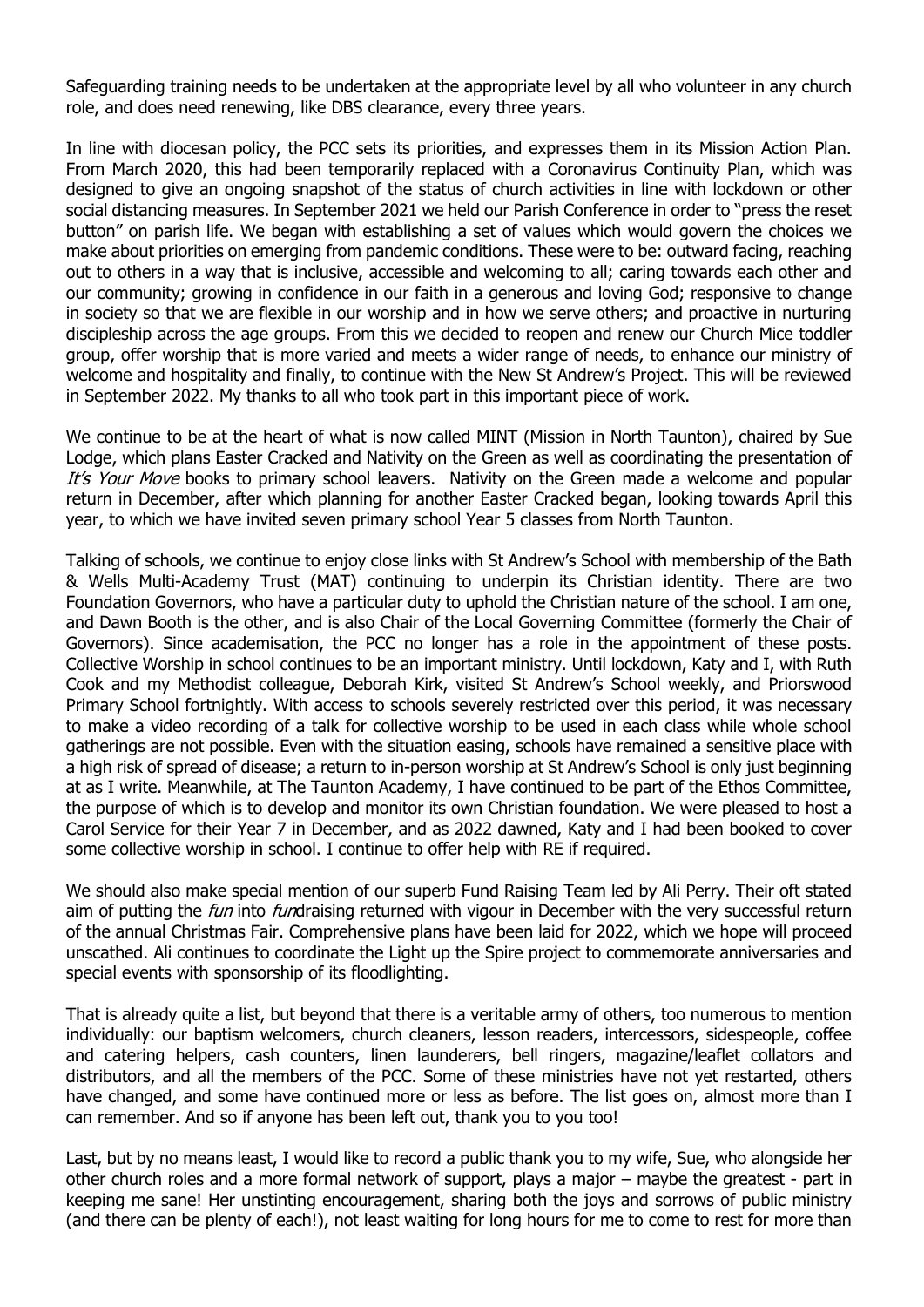Safeguarding training needs to be undertaken at the appropriate level by all who volunteer in any church role, and does need renewing, like DBS clearance, every three years.

In line with diocesan policy, the PCC sets its priorities, and expresses them in its Mission Action Plan. From March 2020, this had been temporarily replaced with a Coronavirus Continuity Plan, which was designed to give an ongoing snapshot of the status of church activities in line with lockdown or other social distancing measures. In September 2021 we held our Parish Conference in order to "press the reset button" on parish life. We began with establishing a set of values which would govern the choices we make about priorities on emerging from pandemic conditions. These were to be: outward facing, reaching out to others in a way that is inclusive, accessible and welcoming to all; caring towards each other and our community; growing in confidence in our faith in a generous and loving God; responsive to change in society so that we are flexible in our worship and in how we serve others; and proactive in nurturing discipleship across the age groups. From this we decided to reopen and renew our Church Mice toddler group, offer worship that is more varied and meets a wider range of needs, to enhance our ministry of welcome and hospitality and finally, to continue with the New St Andrew's Project. This will be reviewed in September 2022. My thanks to all who took part in this important piece of work.

We continue to be at the heart of what is now called MINT (Mission in North Taunton), chaired by Sue Lodge, which plans Easter Cracked and Nativity on the Green as well as coordinating the presentation of *It's Your Move* books to primary school leavers. Nativity on the Green made a welcome and popular return in December, after which planning for another Easter Cracked began, looking towards April this year, to which we have invited seven primary school Year 5 classes from North Taunton.

Talking of schools, we continue to enjoy close links with St Andrew's School with membership of the Bath & Wells Multi-Academy Trust (MAT) continuing to underpin its Christian identity. There are two Foundation Governors, who have a particular duty to uphold the Christian nature of the school. I am one, and Dawn Booth is the other, and is also Chair of the Local Governing Committee (formerly the Chair of Governors). Since academisation, the PCC no longer has a role in the appointment of these posts. Collective Worship in school continues to be an important ministry. Until lockdown, Katy and I, with Ruth Cook and my Methodist colleague, Deborah Kirk, visited St Andrew's School weekly, and Priorswood Primary School fortnightly. With access to schools severely restricted over this period, it was necessary to make a video recording of a talk for collective worship to be used in each class while whole school gatherings are not possible. Even with the situation easing, schools have remained a sensitive place with a high risk of spread of disease; a return to in-person worship at St Andrew's School is only just beginning at as I write. Meanwhile, at The Taunton Academy, I have continued to be part of the Ethos Committee, the purpose of which is to develop and monitor its own Christian foundation. We were pleased to host a Carol Service for their Year 7 in December, and as 2022 dawned, Katy and I had been booked to cover some collective worship in school. I continue to offer help with RE if required.

We should also make special mention of our superb Fund Raising Team led by Ali Perry. Their oft stated aim of putting the *fun* into *fun*draising returned with vigour in December with the very successful return of the annual Christmas Fair. Comprehensive plans have been laid for 2022, which we hope will proceed unscathed. Ali continues to coordinate the Light up the Spire project to commemorate anniversaries and special events with sponsorship of its floodlighting.

That is already quite a list, but beyond that there is a veritable army of others, too numerous to mention individually: our baptism welcomers, church cleaners, lesson readers, intercessors, sidespeople, coffee and catering helpers, cash counters, linen launderers, bell ringers, magazine/leaflet collators and distributors, and all the members of the PCC. Some of these ministries have not yet restarted, others have changed, and some have continued more or less as before. The list goes on, almost more than I can remember. And so if anyone has been left out, thank you to you too!

Last, but by no means least, I would like to record a public thank you to my wife, Sue, who alongside her other church roles and a more formal network of support, plays a major – maybe the greatest - part in keeping me sane! Her unstinting encouragement, sharing both the joys and sorrows of public ministry (and there can be plenty of each!), not least waiting for long hours for me to come to rest for more than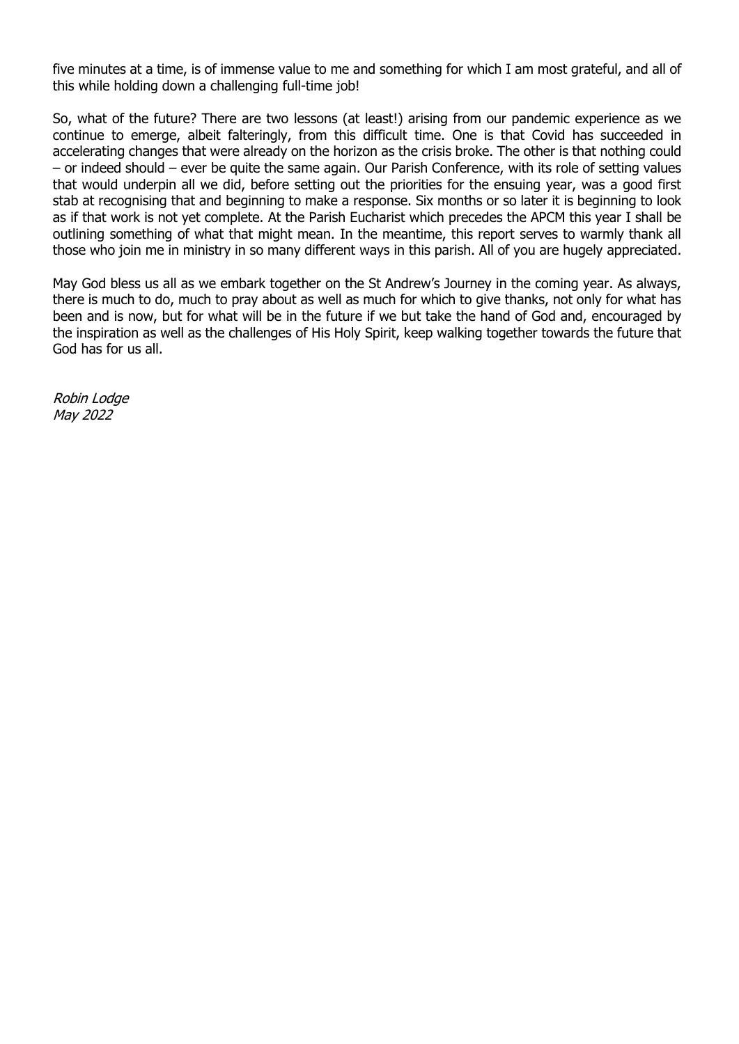five minutes at a time, is of immense value to me and something for which I am most grateful, and all of this while holding down a challenging full-time job!

So, what of the future? There are two lessons (at least!) arising from our pandemic experience as we continue to emerge, albeit falteringly, from this difficult time. One is that Covid has succeeded in accelerating changes that were already on the horizon as the crisis broke. The other is that nothing could – or indeed should – ever be quite the same again. Our Parish Conference, with its role of setting values that would underpin all we did, before setting out the priorities for the ensuing year, was a good first stab at recognising that and beginning to make a response. Six months or so later it is beginning to look as if that work is not yet complete. At the Parish Eucharist which precedes the APCM this year I shall be outlining something of what that might mean. In the meantime, this report serves to warmly thank all those who join me in ministry in so many different ways in this parish. All of you are hugely appreciated.

May God bless us all as we embark together on the St Andrew's Journey in the coming year. As always, there is much to do, much to pray about as well as much for which to give thanks, not only for what has been and is now, but for what will be in the future if we but take the hand of God and, encouraged by the inspiration as well as the challenges of His Holy Spirit, keep walking together towards the future that God has for us all.

*Robin Lodge*
*May 2022*